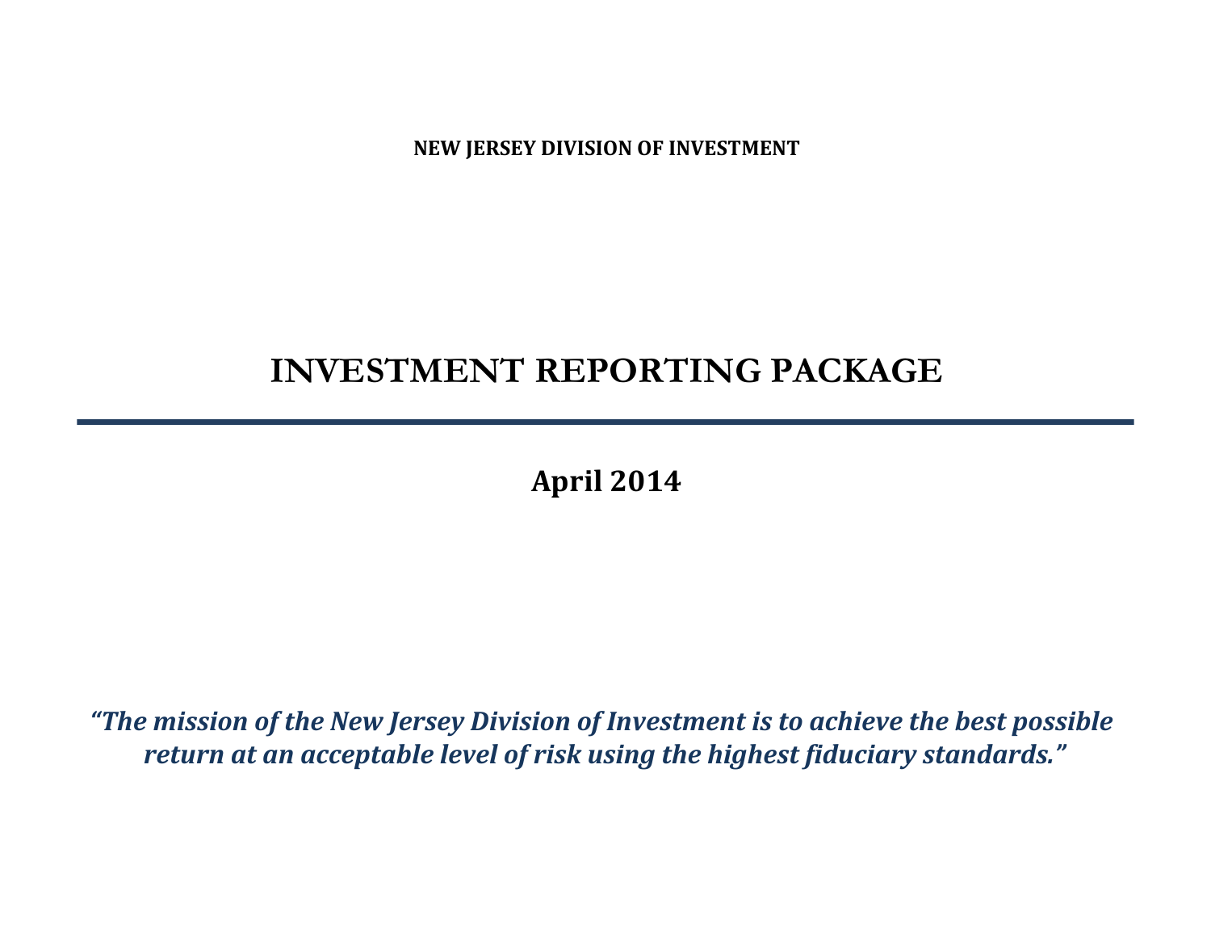**NEW JERSEY DIVISION OF INVESTMENT**

# INVESTMENT REPORTING PACKAGE

---

**April 2014**

***"The mission of the New Jersey Division of Investment is to achieve the best possible return at an acceptable level of risk using the highest fiduciary standards."***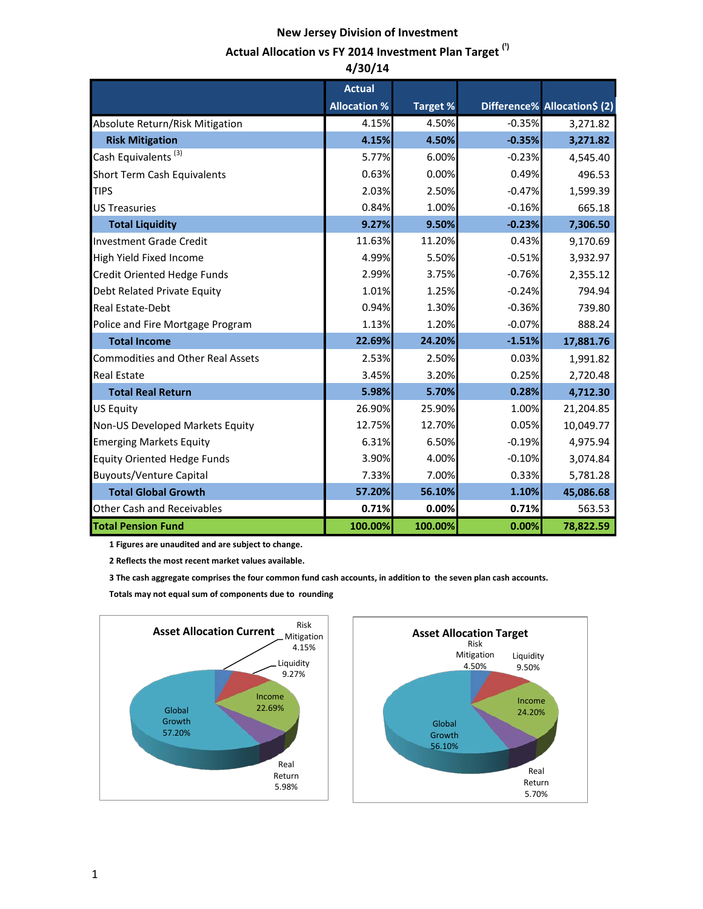# New Jersey Division of Investment

## Actual Allocation vs FY 2014 Investment Plan Target [1]

### 4/30/14

| | Actual Allocation % | Target % | Difference% | Allocation$ (2) |
|---|---|---|---|---|
| Absolute Return/Risk Mitigation | 4.15% | 4.50% | -0.35% | 3,271.82 |
| **Risk Mitigation** | **4.15%** | **4.50%** | **-0.35%** | **3,271.82** |
| Cash Equivalents [3] | 5.77% | 6.00% | -0.23% | 4,545.40 |
| Short Term Cash Equivalents | 0.63% | 0.00% | 0.49% | 496.53 |
| TIPS | 2.03% | 2.50% | -0.47% | 1,599.39 |
| US Treasuries | 0.84% | 1.00% | -0.16% | 665.18 |
| **Total Liquidity** | **9.27%** | **9.50%** | **-0.23%** | **7,306.50** |
| Investment Grade Credit | 11.63% | 11.20% | 0.43% | 9,170.69 |
| High Yield Fixed Income | 4.99% | 5.50% | -0.51% | 3,932.97 |
| Credit Oriented Hedge Funds | 2.99% | 3.75% | -0.76% | 2,355.12 |
| Debt Related Private Equity | 1.01% | 1.25% | -0.24% | 794.94 |
| Real Estate-Debt | 0.94% | 1.30% | -0.36% | 739.80 |
| Police and Fire Mortgage Program | 1.13% | 1.20% | -0.07% | 888.24 |
| **Total Income** | **22.69%** | **24.20%** | **-1.51%** | **17,881.76** |
| Commodities and Other Real Assets | 2.53% | 2.50% | 0.03% | 1,991.82 |
| Real Estate | 3.45% | 3.20% | 0.25% | 2,720.48 |
| **Total Real Return** | **5.98%** | **5.70%** | **0.28%** | **4,712.30** |
| US Equity | 26.90% | 25.90% | 1.00% | 21,204.85 |
| Non-US Developed Markets Equity | 12.75% | 12.70% | 0.05% | 10,049.77 |
| Emerging Markets Equity | 6.31% | 6.50% | -0.19% | 4,975.94 |
| Equity Oriented Hedge Funds | 3.90% | 4.00% | -0.10% | 3,074.84 |
| Buyouts/Venture Capital | 7.33% | 7.00% | 0.33% | 5,781.28 |
| **Total Global Growth** | **57.20%** | **56.10%** | **1.10%** | **45,086.68** |
| Other Cash and Receivables | 0.71% | 0.00% | 0.71% | 563.53 |
| **Total Pension Fund** | **100.00%** | **100.00%** | **0.00%** | **78,822.59** |

**1 Figures are unaudited and are subject to change.**

**2 Reflects the most recent market values available.**

**3 The cash aggregate comprises the four common fund cash accounts, in addition to the seven plan cash accounts.**

**Totals may not equal sum of components due to rounding**

**Asset Allocation Current**

Risk Mitigation 4.15%; Liquidity 9.27%; Income 22.69%; Real Return 5.98%; Global Growth 57.20%

**Asset Allocation Target**

Risk Mitigation 4.50%; Liquidity 9.50%; Income 24.20%; Real Return 5.70%; Global Growth 56.10%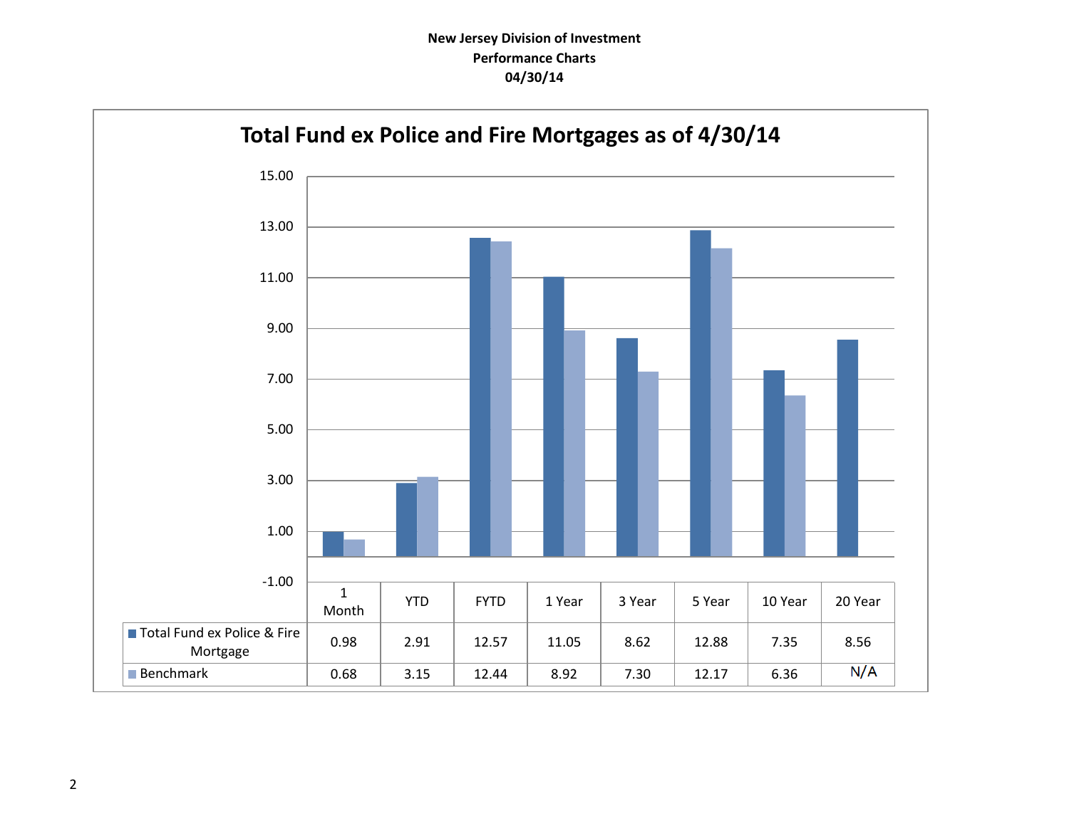**New Jersey Division of Investment**
**Performance Charts**
**04/30/14**

## Total Fund ex Police and Fire Mortgages as of 4/30/14

| | 1 Month | YTD | FYTD | 1 Year | 3 Year | 5 Year | 10 Year | 20 Year |
|---|---|---|---|---|---|---|---|---|
| Total Fund ex Police & Fire Mortgage | 0.98 | 2.91 | 12.57 | 11.05 | 8.62 | 12.88 | 7.35 | 8.56 |
| Benchmark | 0.68 | 3.15 | 12.44 | 8.92 | 7.30 | 12.17 | 6.36 | N/A |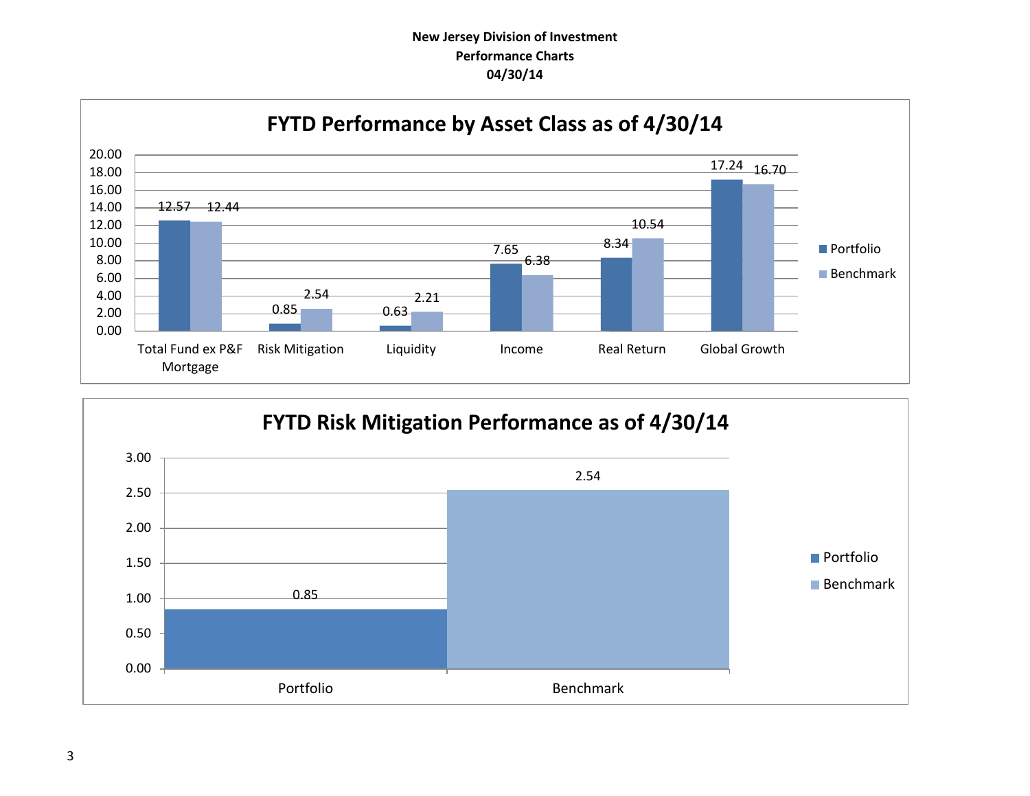**New Jersey Division of Investment**
**Performance Charts**
**04/30/14**

## FYTD Performance by Asset Class as of 4/30/14

| Asset Class | Portfolio | Benchmark |
|---|---|---|
| Total Fund ex P&F Mortgage | 12.57 | 12.44 |
| Risk Mitigation | 0.85 | 2.54 |
| Liquidity | 0.63 | 2.21 |
| Income | 7.65 | 6.38 |
| Real Return | 8.34 | 10.54 |
| Global Growth | 17.24 | 16.70 |

## FYTD Risk Mitigation Performance as of 4/30/14

| | Value |
|---|---|
| Portfolio | 0.85 |
| Benchmark | 2.54 |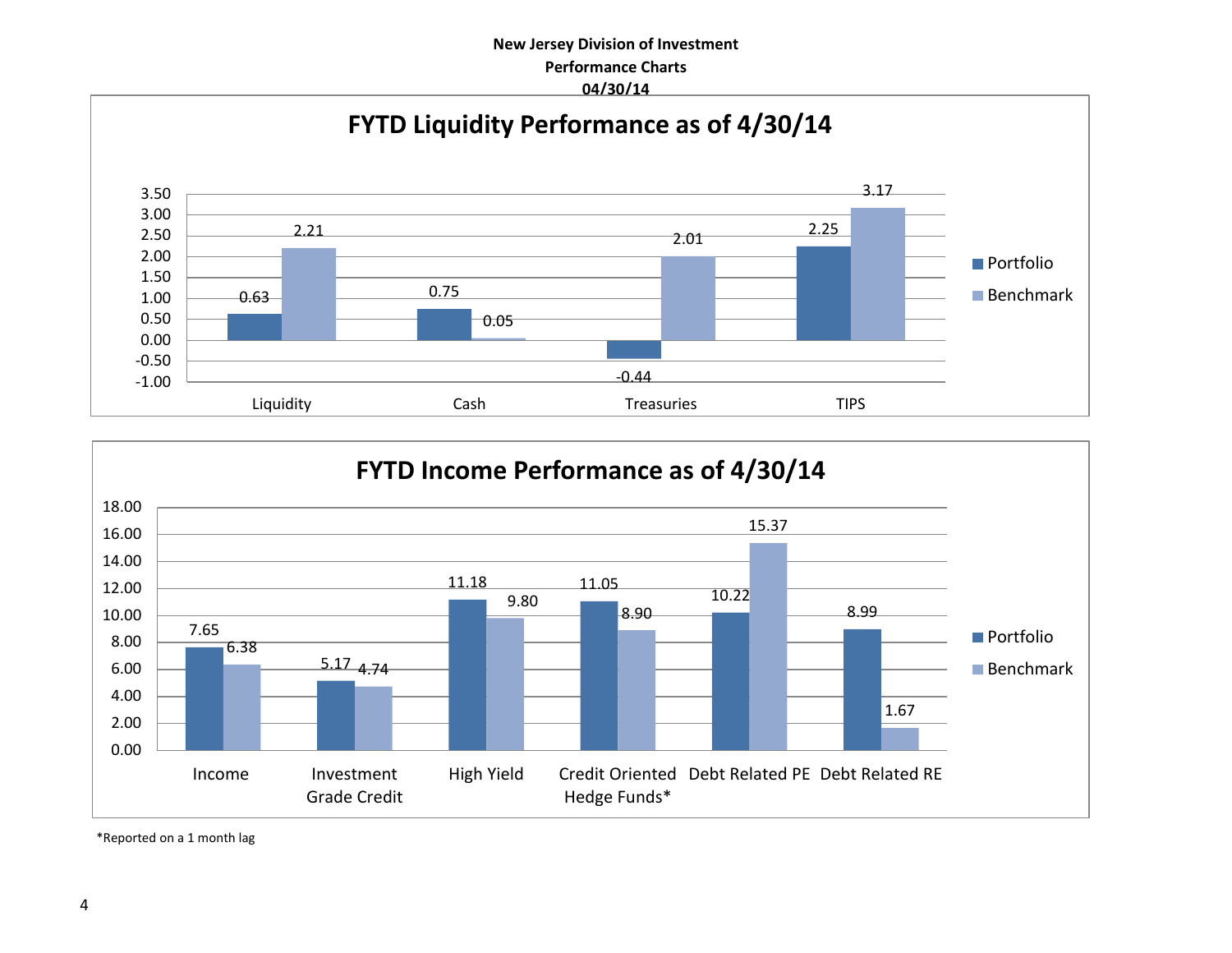**New Jersey Division of Investment**
**Performance Charts**
**04/30/14**

## FYTD Liquidity Performance as of 4/30/14

| | Portfolio | Benchmark |
|---|---|---|
| Liquidity | 0.63 | 2.21 |
| Cash | 0.75 | 0.05 |
| Treasuries | -0.44 | 2.01 |
| TIPS | 2.25 | 3.17 |

## FYTD Income Performance as of 4/30/14

| | Portfolio | Benchmark |
|---|---|---|
| Income | 7.65 | 6.38 |
| Investment Grade Credit | 5.17 | 4.74 |
| High Yield | 11.18 | 9.80 |
| Credit Oriented Hedge Funds* | 11.05 | 8.90 |
| Debt Related PE | 10.22 | 15.37 |
| Debt Related RE | 8.99 | 1.67 |

*Reported on a 1 month lag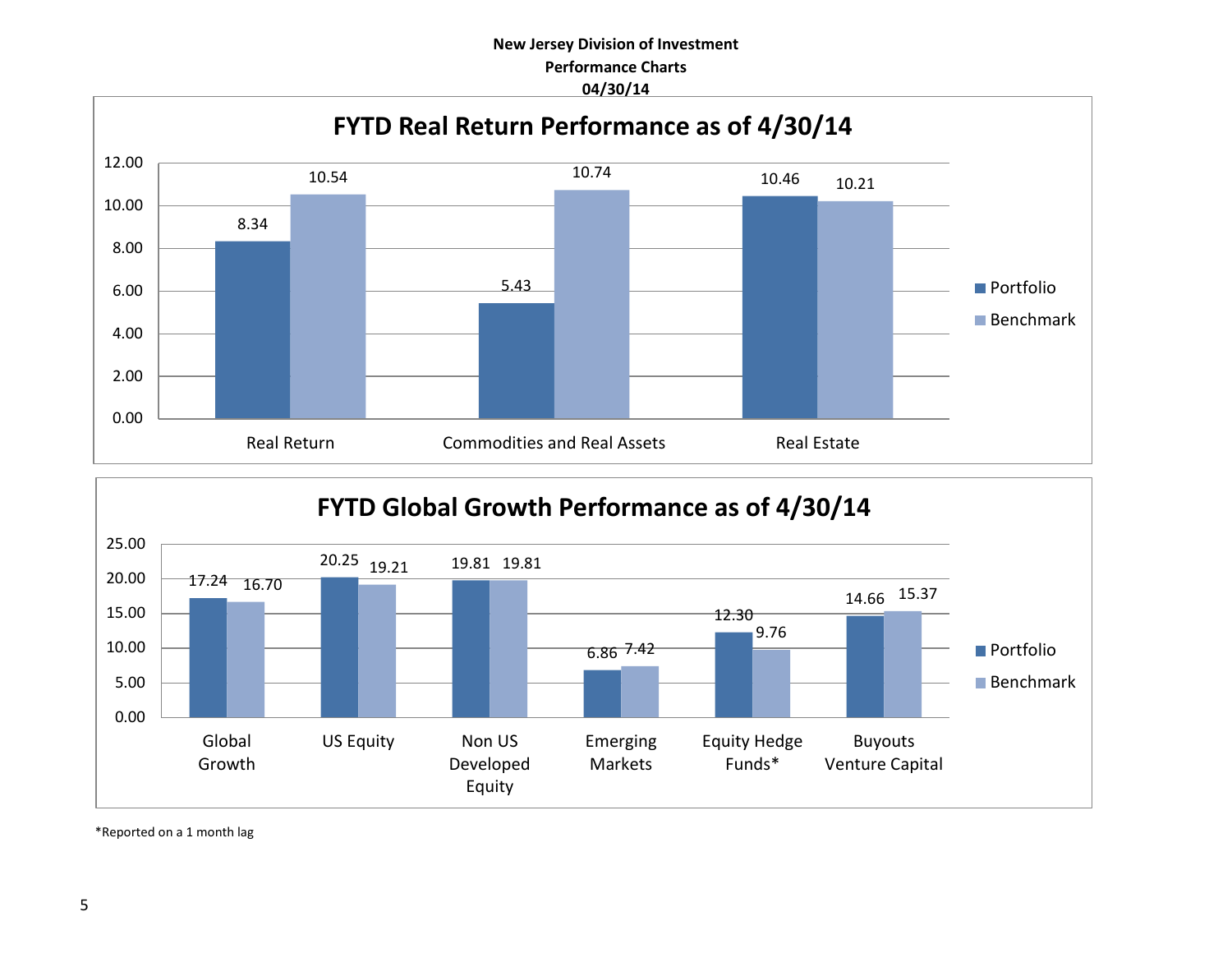**New Jersey Division of Investment**
**Performance Charts**
**04/30/14**

## FYTD Real Return Performance as of 4/30/14

| | Portfolio | Benchmark |
|---|---|---|
| Real Return | 8.34 | 10.54 |
| Commodities and Real Assets | 5.43 | 10.74 |
| Real Estate | 10.46 | 10.21 |

## FYTD Global Growth Performance as of 4/30/14

| | Portfolio | Benchmark |
|---|---|---|
| Global Growth | 17.24 | 16.70 |
| US Equity | 20.25 | 19.21 |
| Non US Developed Equity | 19.81 | 19.81 |
| Emerging Markets | 6.86 | 7.42 |
| Equity Hedge Funds* | 12.30 | 9.76 |
| Buyouts Venture Capital | 14.66 | 15.37 |

*Reported on a 1 month lag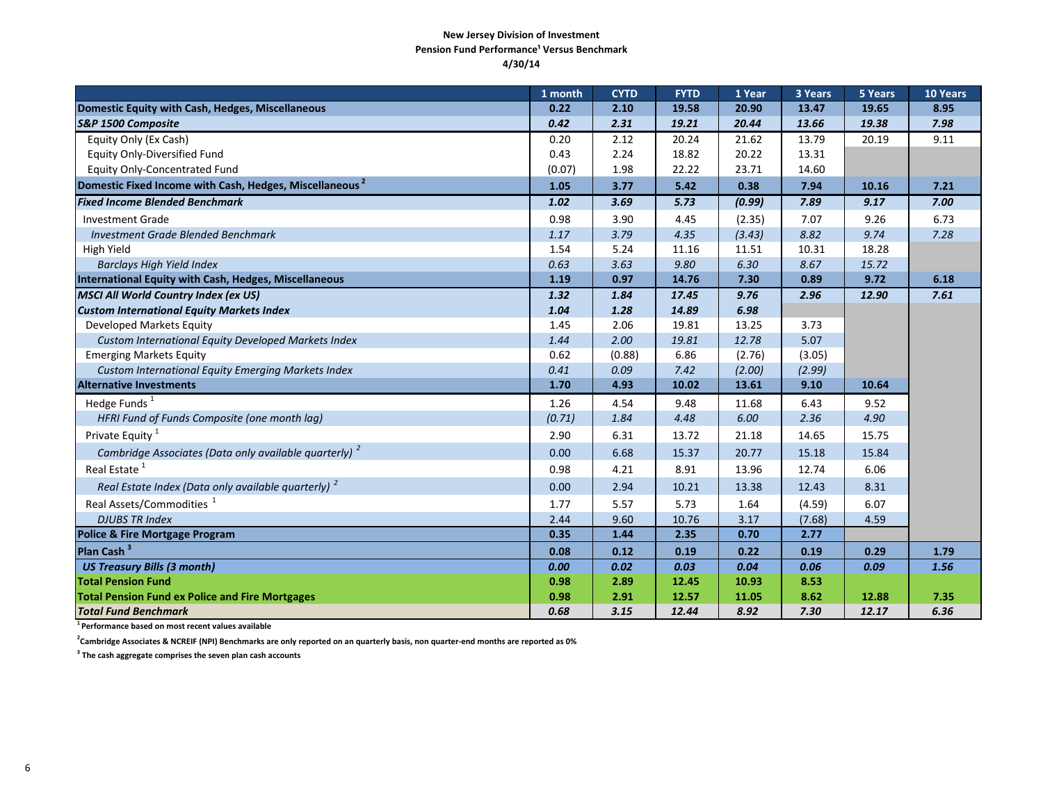**New Jersey Division of Investment**
**Pension Fund Performance[1] Versus Benchmark**
**4/30/14**

| | 1 month | CYTD | FYTD | 1 Year | 3 Years | 5 Years | 10 Years |
|---|---|---|---|---|---|---|---|
| **Domestic Equity with Cash, Hedges, Miscellaneous** | **0.22** | **2.10** | **19.58** | **20.90** | **13.47** | **19.65** | **8.95** |
| ***S&P 1500 Composite*** | ***0.42*** | ***2.31*** | ***19.21*** | ***20.44*** | ***13.66*** | ***19.38*** | ***7.98*** |
| Equity Only (Ex Cash) | 0.20 | 2.12 | 20.24 | 21.62 | 13.79 | 20.19 | 9.11 |
| Equity Only-Diversified Fund | 0.43 | 2.24 | 18.82 | 20.22 | 13.31 | | |
| Equity Only-Concentrated Fund | (0.07) | 1.98 | 22.22 | 23.71 | 14.60 | | |
| **Domestic Fixed Income with Cash, Hedges, Miscellaneous [2]** | **1.05** | **3.77** | **5.42** | **0.38** | **7.94** | **10.16** | **7.21** |
| ***Fixed Income Blended Benchmark*** | ***1.02*** | ***3.69*** | ***5.73*** | ***(0.99)*** | ***7.89*** | ***9.17*** | ***7.00*** |
| Investment Grade | 0.98 | 3.90 | 4.45 | (2.35) | 7.07 | 9.26 | 6.73 |
| *Investment Grade Blended Benchmark* | *1.17* | *3.79* | *4.35* | *(3.43)* | *8.82* | *9.74* | *7.28* |
| High Yield | 1.54 | 5.24 | 11.16 | 11.51 | 10.31 | 18.28 | |
| *Barclays High Yield Index* | *0.63* | *3.63* | *9.80* | *6.30* | *8.67* | *15.72* | |
| **International Equity with Cash, Hedges, Miscellaneous** | **1.19** | **0.97** | **14.76** | **7.30** | **0.89** | **9.72** | **6.18** |
| ***MSCI All World Country Index (ex US)*** | ***1.32*** | ***1.84*** | ***17.45*** | ***9.76*** | ***2.96*** | ***12.90*** | ***7.61*** |
| ***Custom International Equity Markets Index*** | ***1.04*** | ***1.28*** | ***14.89*** | ***6.98*** | | | |
| Developed Markets Equity | 1.45 | 2.06 | 19.81 | 13.25 | 3.73 | | |
| *Custom International Equity Developed Markets Index* | *1.44* | *2.00* | *19.81* | *12.78* | 5.07 | | |
| Emerging Markets Equity | 0.62 | (0.88) | 6.86 | (2.76) | (3.05) | | |
| *Custom International Equity Emerging Markets Index* | *0.41* | *0.09* | *7.42* | *(2.00)* | *(2.99)* | | |
| **Alternative Investments** | **1.70** | **4.93** | **10.02** | **13.61** | **9.10** | **10.64** | |
| Hedge Funds [1] | 1.26 | 4.54 | 9.48 | 11.68 | 6.43 | 9.52 | |
| *HFRI Fund of Funds Composite (one month lag)* | *(0.71)* | *1.84* | *4.48* | *6.00* | *2.36* | *4.90* | |
| Private Equity [1] | 2.90 | 6.31 | 13.72 | 21.18 | 14.65 | 15.75 | |
| *Cambridge Associates (Data only available quarterly) [2]* | 0.00 | 6.68 | 15.37 | 20.77 | 15.18 | 15.84 | |
| Real Estate [1] | 0.98 | 4.21 | 8.91 | 13.96 | 12.74 | 6.06 | |
| *Real Estate Index (Data only available quarterly) [2]* | 0.00 | 2.94 | 10.21 | 13.38 | 12.43 | 8.31 | |
| Real Assets/Commodities [1] | 1.77 | 5.57 | 5.73 | 1.64 | (4.59) | 6.07 | |
| *DJUBS TR Index* | 2.44 | 9.60 | 10.76 | 3.17 | (7.68) | 4.59 | |
| **Police & Fire Mortgage Program** | **0.35** | **1.44** | **2.35** | **0.70** | **2.77** | | |
| **Plan Cash [3]** | **0.08** | **0.12** | **0.19** | **0.22** | **0.19** | **0.29** | **1.79** |
| ***US Treasury Bills (3 month)*** | ***0.00*** | ***0.02*** | ***0.03*** | ***0.04*** | ***0.06*** | ***0.09*** | ***1.56*** |
| **Total Pension Fund** | **0.98** | **2.89** | **12.45** | **10.93** | **8.53** | | |
| **Total Pension Fund ex Police and Fire Mortgages** | **0.98** | **2.91** | **12.57** | **11.05** | **8.62** | **12.88** | **7.35** |
| ***Total Fund Benchmark*** | ***0.68*** | ***3.15*** | ***12.44*** | ***8.92*** | ***7.30*** | ***12.17*** | ***6.36*** |

**[1] Performance based on most recent values available**

**[2] Cambridge Associates & NCREIF (NPI) Benchmarks are only reported on an quarterly basis, non quarter-end months are reported as 0%**

**[3] The cash aggregate comprises the seven plan cash accounts**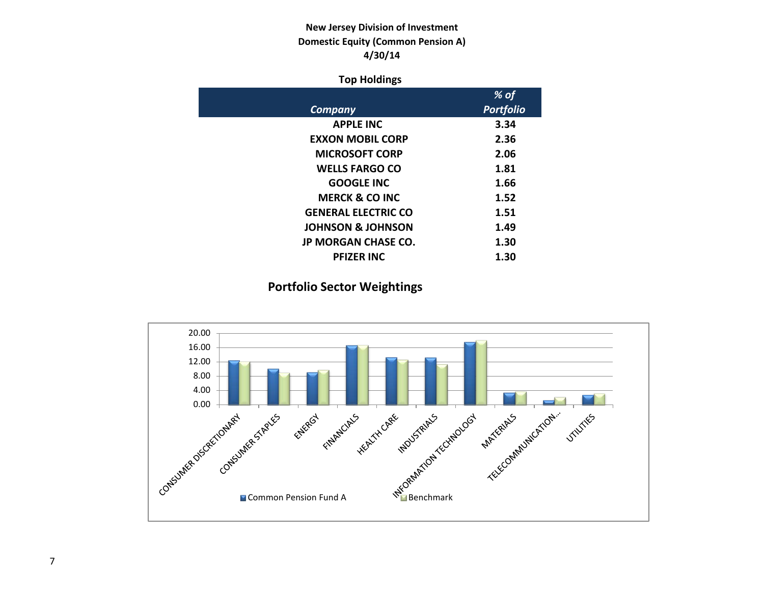**New Jersey Division of Investment**
**Domestic Equity (Common Pension A)**
**4/30/14**

## Top Holdings

| *Company* | *% of Portfolio* |
|---|---|
| APPLE INC | 3.34 |
| EXXON MOBIL CORP | 2.36 |
| MICROSOFT CORP | 2.06 |
| WELLS FARGO CO | 1.81 |
| GOOGLE INC | 1.66 |
| MERCK & CO INC | 1.52 |
| GENERAL ELECTRIC CO | 1.51 |
| JOHNSON & JOHNSON | 1.49 |
| JP MORGAN CHASE CO. | 1.30 |
| PFIZER INC | 1.30 |

## Portfolio Sector Weightings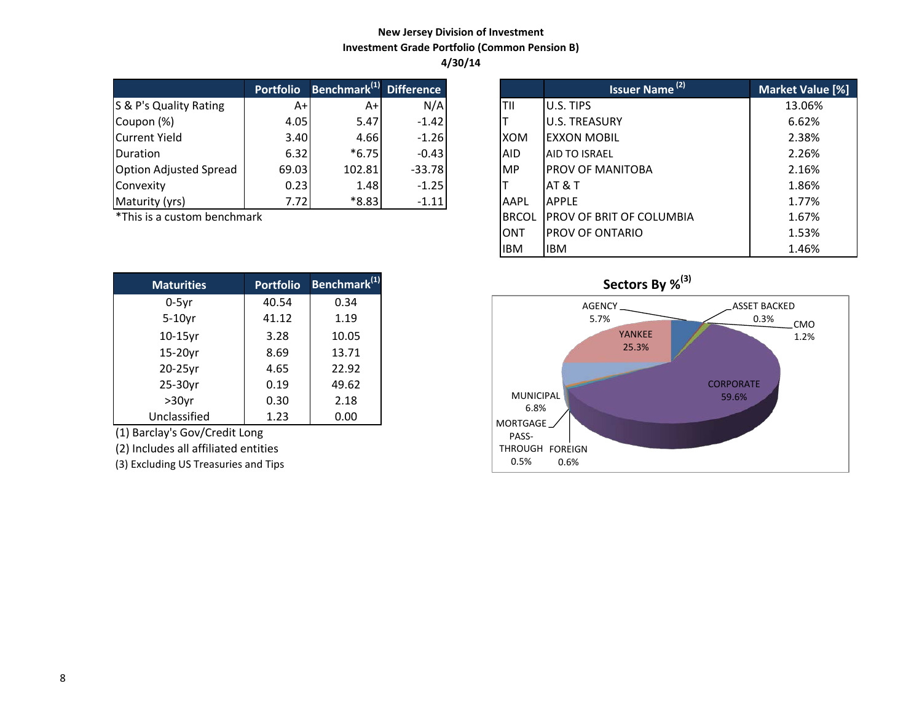**New Jersey Division of Investment**
**Investment Grade Portfolio (Common Pension B)**
**4/30/14**

| | Portfolio | Benchmark[1] | Difference |
|---|---|---|---|
| S & P's Quality Rating | A+ | A+ | N/A |
| Coupon (%) | 4.05 | 5.47 | -1.42 |
| Current Yield | 3.40 | 4.66 | -1.26 |
| Duration | 6.32 | *6.75 | -0.43 |
| Option Adjusted Spread | 69.03 | 102.81 | -33.78 |
| Convexity | 0.23 | 1.48 | -1.25 |
| Maturity (yrs) | 7.72 | *8.83 | -1.11 |

*This is a custom benchmark

| | Issuer Name [2] | Market Value [%] |
|---|---|---|
| TII | U.S. TIPS | 13.06% |
| T | U.S. TREASURY | 6.62% |
| XOM | EXXON MOBIL | 2.38% |
| AID | AID TO ISRAEL | 2.26% |
| MP | PROV OF MANITOBA | 2.16% |
| T | AT & T | 1.86% |
| AAPL | APPLE | 1.77% |
| BRCOL | PROV OF BRIT OF COLUMBIA | 1.67% |
| ONT | PROV OF ONTARIO | 1.53% |
| IBM | IBM | 1.46% |

| Maturities | Portfolio | Benchmark[1] |
|---|---|---|
| 0-5yr | 40.54 | 0.34 |
| 5-10yr | 41.12 | 1.19 |
| 10-15yr | 3.28 | 10.05 |
| 15-20yr | 8.69 | 13.71 |
| 20-25yr | 4.65 | 22.92 |
| 25-30yr | 0.19 | 49.62 |
| >30yr | 0.30 | 2.18 |
| Unclassified | 1.23 | 0.00 |

(1) Barclay's Gov/Credit Long
(2) Includes all affiliated entities
(3) Excluding US Treasuries and Tips

**Sectors By %[3]**

| Sector | % |
|---|---|
| AGENCY | 5.7% |
| ASSET BACKED | 0.3% |
| CMO | 1.2% |
| YANKEE | 25.3% |
| CORPORATE | 59.6% |
| MUNICIPAL | 6.8% |
| MORTGAGE PASS-THROUGH | 0.5% |
| FOREIGN | 0.6% |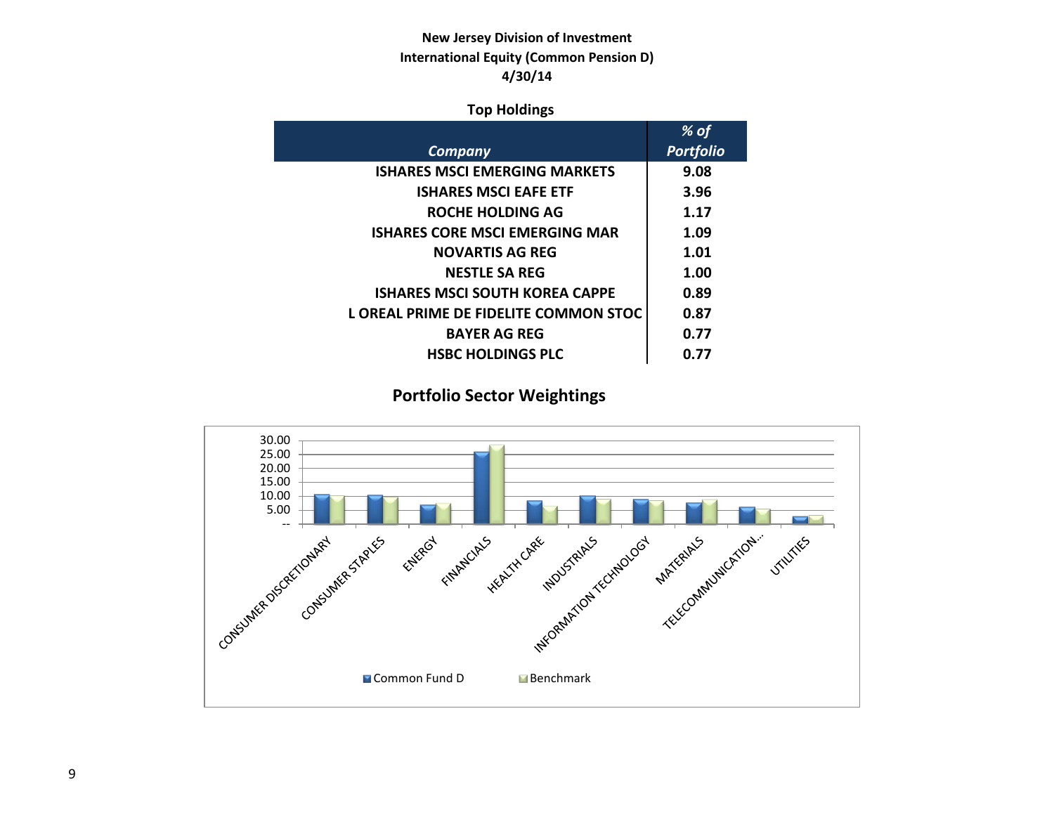**New Jersey Division of Investment**
**International Equity (Common Pension D)**
**4/30/14**

**Top Holdings**

| *Company* | *% of Portfolio* |
|---|---|
| ISHARES MSCI EMERGING MARKETS | 9.08 |
| ISHARES MSCI EAFE ETF | 3.96 |
| ROCHE HOLDING AG | 1.17 |
| ISHARES CORE MSCI EMERGING MAR | 1.09 |
| NOVARTIS AG REG | 1.01 |
| NESTLE SA REG | 1.00 |
| ISHARES MSCI SOUTH KOREA CAPPE | 0.89 |
| L OREAL PRIME DE FIDELITE COMMON STOC | 0.87 |
| BAYER AG REG | 0.77 |
| HSBC HOLDINGS PLC | 0.77 |

## Portfolio Sector Weightings

Y-axis: --, 5.00, 10.00, 15.00, 20.00, 25.00, 30.00

Sectors: CONSUMER DISCRETIONARY, CONSUMER STAPLES, ENERGY, FINANCIALS, HEALTH CARE, INDUSTRIALS, INFORMATION TECHNOLOGY, MATERIALS, TELECOMMUNICATION..., UTILITIES

Legend: Common Fund D, Benchmark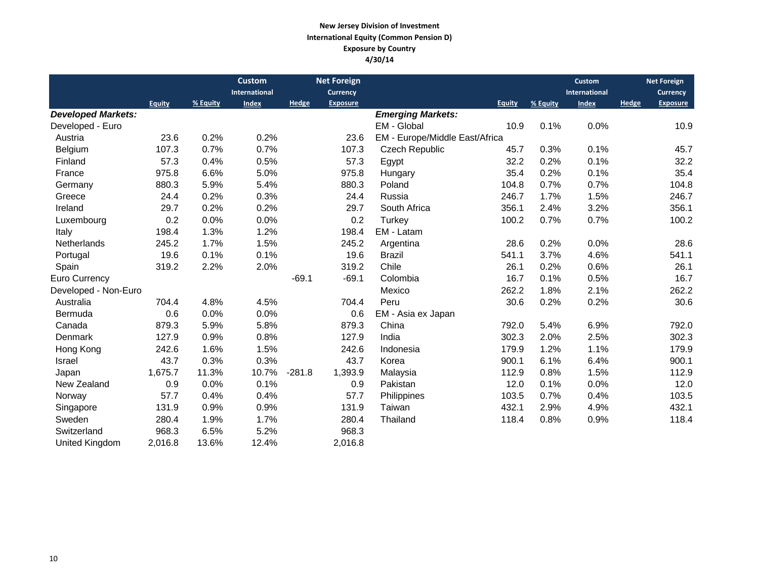**New Jersey Division of Investment**
**International Equity (Common Pension D)**
**Exposure by Country**
**4/30/14**

| | Equity | % Equity | Custom International Index | Hedge | Net Foreign Currency Exposure |
|---|---|---|---|---|---|
| ***Developed Markets:*** | | | | | |
| Developed - Euro | | | | | |
| Austria | 23.6 | 0.2% | 0.2% | | 23.6 |
| Belgium | 107.3 | 0.7% | 0.7% | | 107.3 |
| Finland | 57.3 | 0.4% | 0.5% | | 57.3 |
| France | 975.8 | 6.6% | 5.0% | | 975.8 |
| Germany | 880.3 | 5.9% | 5.4% | | 880.3 |
| Greece | 24.4 | 0.2% | 0.3% | | 24.4 |
| Ireland | 29.7 | 0.2% | 0.2% | | 29.7 |
| Luxembourg | 0.2 | 0.0% | 0.0% | | 0.2 |
| Italy | 198.4 | 1.3% | 1.2% | | 198.4 |
| Netherlands | 245.2 | 1.7% | 1.5% | | 245.2 |
| Portugal | 19.6 | 0.1% | 0.1% | | 19.6 |
| Spain | 319.2 | 2.2% | 2.0% | | 319.2 |
| Euro Currency | | | | -69.1 | -69.1 |
| Developed - Non-Euro | | | | | |
| Australia | 704.4 | 4.8% | 4.5% | | 704.4 |
| Bermuda | 0.6 | 0.0% | 0.0% | | 0.6 |
| Canada | 879.3 | 5.9% | 5.8% | | 879.3 |
| Denmark | 127.9 | 0.9% | 0.8% | | 127.9 |
| Hong Kong | 242.6 | 1.6% | 1.5% | | 242.6 |
| Israel | 43.7 | 0.3% | 0.3% | | 43.7 |
| Japan | 1,675.7 | 11.3% | 10.7% | -281.8 | 1,393.9 |
| New Zealand | 0.9 | 0.0% | 0.1% | | 0.9 |
| Norway | 57.7 | 0.4% | 0.4% | | 57.7 |
| Singapore | 131.9 | 0.9% | 0.9% | | 131.9 |
| Sweden | 280.4 | 1.9% | 1.7% | | 280.4 |
| Switzerland | 968.3 | 6.5% | 5.2% | | 968.3 |
| United Kingdom | 2,016.8 | 13.6% | 12.4% | | 2,016.8 |

| | Equity | % Equity | Custom International Index | Hedge | Net Foreign Currency Exposure |
|---|---|---|---|---|---|
| ***Emerging Markets:*** | | | | | |
| EM - Global | 10.9 | 0.1% | 0.0% | | 10.9 |
| EM - Europe/Middle East/Africa | | | | | |
| Czech Republic | 45.7 | 0.3% | 0.1% | | 45.7 |
| Egypt | 32.2 | 0.2% | 0.1% | | 32.2 |
| Hungary | 35.4 | 0.2% | 0.1% | | 35.4 |
| Poland | 104.8 | 0.7% | 0.7% | | 104.8 |
| Russia | 246.7 | 1.7% | 1.5% | | 246.7 |
| South Africa | 356.1 | 2.4% | 3.2% | | 356.1 |
| Turkey | 100.2 | 0.7% | 0.7% | | 100.2 |
| EM - Latam | | | | | |
| Argentina | 28.6 | 0.2% | 0.0% | | 28.6 |
| Brazil | 541.1 | 3.7% | 4.6% | | 541.1 |
| Chile | 26.1 | 0.2% | 0.6% | | 26.1 |
| Colombia | 16.7 | 0.1% | 0.5% | | 16.7 |
| Mexico | 262.2 | 1.8% | 2.1% | | 262.2 |
| Peru | 30.6 | 0.2% | 0.2% | | 30.6 |
| EM - Asia ex Japan | | | | | |
| China | 792.0 | 5.4% | 6.9% | | 792.0 |
| India | 302.3 | 2.0% | 2.5% | | 302.3 |
| Indonesia | 179.9 | 1.2% | 1.1% | | 179.9 |
| Korea | 900.1 | 6.1% | 6.4% | | 900.1 |
| Malaysia | 112.9 | 0.8% | 1.5% | | 112.9 |
| Pakistan | 12.0 | 0.1% | 0.0% | | 12.0 |
| Philippines | 103.5 | 0.7% | 0.4% | | 103.5 |
| Taiwan | 432.1 | 2.9% | 4.9% | | 432.1 |
| Thailand | 118.4 | 0.8% | 0.9% | | 118.4 |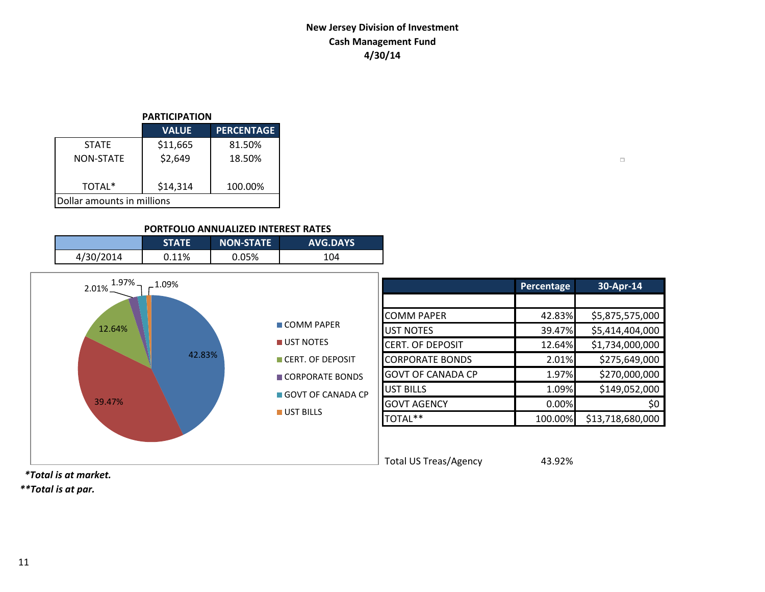# New Jersey Division of Investment
## Cash Management Fund
### 4/30/14

**PARTICIPATION**

| | VALUE | PERCENTAGE |
|---|---|---|
| STATE | $11,665 | 81.50% |
| NON-STATE | $2,649 | 18.50% |
| TOTAL* | $14,314 | 100.00% |
| Dollar amounts in millions | | |

**PORTFOLIO ANNUALIZED INTEREST RATES**

| | STATE | NON-STATE | AVG.DAYS |
|---|---|---|---|
| 4/30/2014 | 0.11% | 0.05% | 104 |

| | Percentage | 30-Apr-14 |
|---|---|---|
| COMM PAPER | 42.83% | $5,875,575,000 |
| UST NOTES | 39.47% | $5,414,404,000 |
| CERT. OF DEPOSIT | 12.64% | $1,734,000,000 |
| CORPORATE BONDS | 2.01% | $275,649,000 |
| GOVT OF CANADA CP | 1.97% | $270,000,000 |
| UST BILLS | 1.09% | $149,052,000 |
| GOVT AGENCY | 0.00% | $0 |
| TOTAL** | 100.00% | $13,718,680,000 |

Total US Treas/Agency 43.92%

***Total is at market.***

***\*Total is at par.***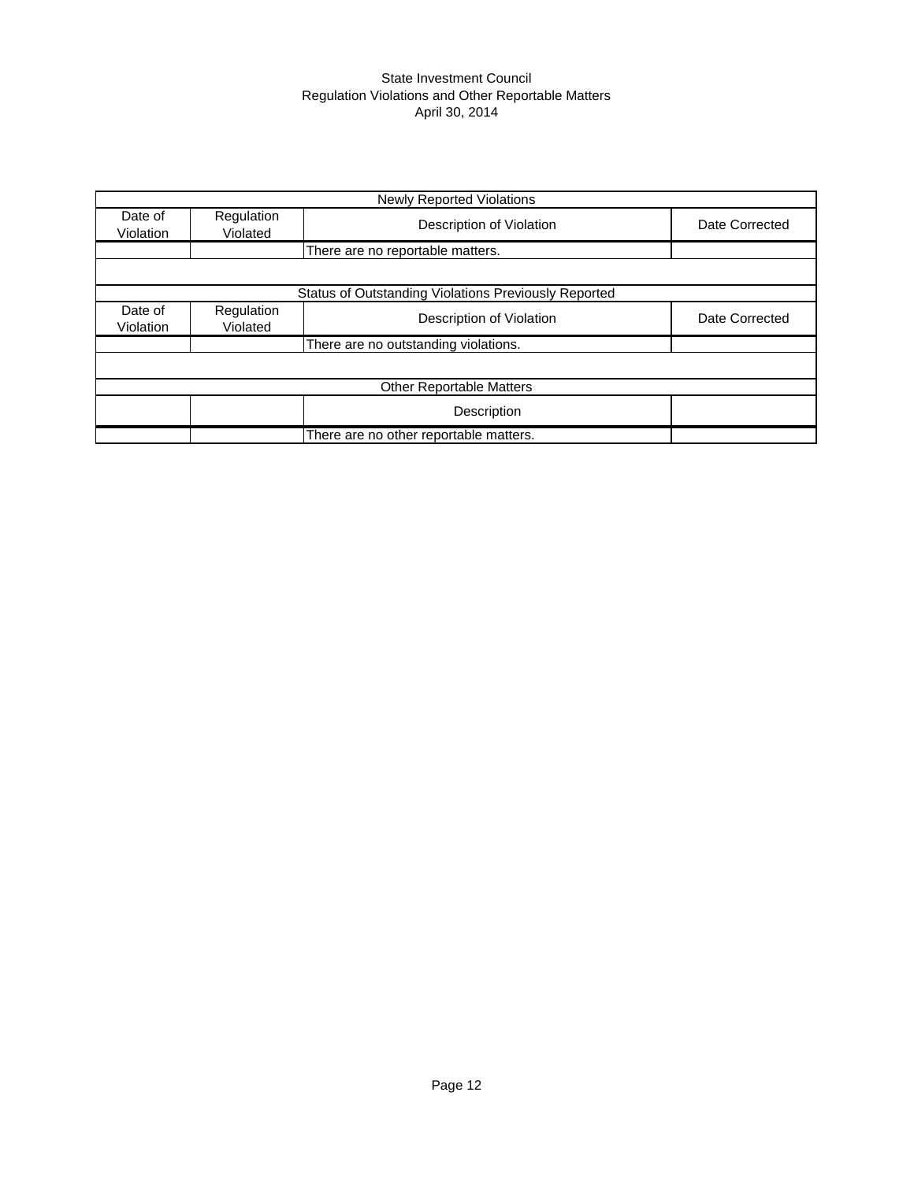State Investment Council
Regulation Violations and Other Reportable Matters
April 30, 2014

| Newly Reported Violations | | | |
|---|---|---|---|
| Date of Violation | Regulation Violated | Description of Violation | Date Corrected |
| | | There are no reportable matters. | |
| | | | |
| Status of Outstanding Violations Previously Reported | | | |
| Date of Violation | Regulation Violated | Description of Violation | Date Corrected |
| | | There are no outstanding violations. | |
| | | | |
| Other Reportable Matters | | | |
| | | Description | |
| | | There are no other reportable matters. | |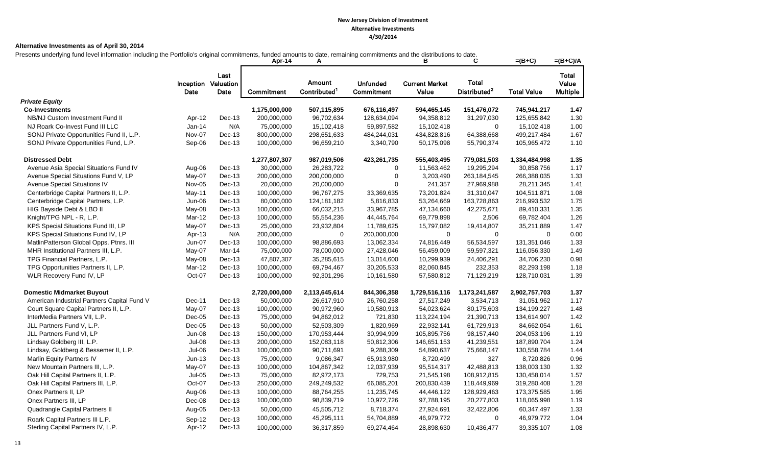**New Jersey Division of Investment**

**Alternative Investments**

**4/30/2014**

**Alternative Investments as of April 30, 2014**

Presents underlying fund level information including the Portfolio's original commitments, funded amounts to date, remaining commitments and the distributions to date.

| | Inception Date | Last Valuation Date | Apr-14<br>Commitment | A<br>Amount Contributed[1] | Unfunded Commitment | B<br>Current Market Value | C<br>Total Distributed[2] | =(B+C)<br>Total Value | =(B+C)/A<br>Total Value Multiple |
|---|---|---|---|---|---|---|---|---|---|
| ***Private Equity*** | | | | | | | | | |
| **Co-Investments** | | | **1,175,000,000** | **507,115,895** | **676,116,497** | **594,465,145** | **151,476,072** | **745,941,217** | **1.47** |
| NB/NJ Custom Investment Fund II | Apr-12 | Dec-13 | 200,000,000 | 96,702,634 | 128,634,094 | 94,358,812 | 31,297,030 | 125,655,842 | 1.30 |
| NJ Roark Co-Invest Fund III LLC | Jan-14 | N/A | 75,000,000 | 15,102,418 | 59,897,582 | 15,102,418 | 0 | 15,102,418 | 1.00 |
| SONJ Private Opportunities Fund II, L.P. | Nov-07 | Dec-13 | 800,000,000 | 298,651,633 | 484,244,031 | 434,828,816 | 64,388,668 | 499,217,484 | 1.67 |
| SONJ Private Opportunities Fund, L.P. | Sep-06 | Dec-13 | 100,000,000 | 96,659,210 | 3,340,790 | 50,175,098 | 55,790,374 | 105,965,472 | 1.10 |
| | | | | | | | | | |
| **Distressed Debt** | | | **1,277,807,307** | **987,019,506** | **423,261,735** | **555,403,495** | **779,081,503** | **1,334,484,998** | **1.35** |
| Avenue Asia Special Situations Fund IV | Aug-06 | Dec-13 | 30,000,000 | 26,283,722 | 0 | 11,563,462 | 19,295,294 | 30,858,756 | 1.17 |
| Avenue Special Situations Fund V, LP | May-07 | Dec-13 | 200,000,000 | 200,000,000 | 0 | 3,203,490 | 263,184,545 | 266,388,035 | 1.33 |
| Avenue Special Situations IV | Nov-05 | Dec-13 | 20,000,000 | 20,000,000 | 0 | 241,357 | 27,969,988 | 28,211,345 | 1.41 |
| Centerbridge Capital Partners II, L.P. | May-11 | Dec-13 | 100,000,000 | 96,767,275 | 33,369,635 | 73,201,824 | 31,310,047 | 104,511,871 | 1.08 |
| Centerbridge Capital Partners, L.P. | Jun-06 | Dec-13 | 80,000,000 | 124,181,182 | 5,816,833 | 53,264,669 | 163,728,863 | 216,993,532 | 1.75 |
| HIG Bayside Debt & LBO II | May-08 | Dec-13 | 100,000,000 | 66,032,215 | 33,967,785 | 47,134,660 | 42,275,671 | 89,410,331 | 1.35 |
| Knight/TPG NPL - R, L.P. | Mar-12 | Dec-13 | 100,000,000 | 55,554,236 | 44,445,764 | 69,779,898 | 2,506 | 69,782,404 | 1.26 |
| KPS Special Situations Fund III, LP | May-07 | Dec-13 | 25,000,000 | 23,932,804 | 11,789,625 | 15,797,082 | 19,414,807 | 35,211,889 | 1.47 |
| KPS Special Situations Fund IV, LP | Apr-13 | N/A | 200,000,000 | 0 | 200,000,000 | 0 | 0 | 0 | 0.00 |
| MatlinPatterson Global Opps. Ptnrs. III | Jun-07 | Dec-13 | 100,000,000 | 98,886,693 | 13,062,334 | 74,816,449 | 56,534,597 | 131,351,046 | 1.33 |
| MHR Institutional Partners III, L.P. | May-07 | Mar-14 | 75,000,000 | 78,000,000 | 27,428,046 | 56,459,009 | 59,597,321 | 116,056,330 | 1.49 |
| TPG Financial Partners, L.P. | May-08 | Dec-13 | 47,807,307 | 35,285,615 | 13,014,600 | 10,299,939 | 24,406,291 | 34,706,230 | 0.98 |
| TPG Opportunities Partners II, L.P. | Mar-12 | Dec-13 | 100,000,000 | 69,794,467 | 30,205,533 | 82,060,845 | 232,353 | 82,293,198 | 1.18 |
| WLR Recovery Fund IV, LP | Oct-07 | Dec-13 | 100,000,000 | 92,301,296 | 10,161,580 | 57,580,812 | 71,129,219 | 128,710,031 | 1.39 |
| | | | | | | | | | |
| **Domestic Midmarket Buyout** | | | **2,720,000,000** | **2,113,645,614** | **844,306,358** | **1,729,516,116** | **1,173,241,587** | **2,902,757,703** | **1.37** |
| American Industrial Partners Capital Fund V | Dec-11 | Dec-13 | 50,000,000 | 26,617,910 | 26,760,258 | 27,517,249 | 3,534,713 | 31,051,962 | 1.17 |
| Court Square Capital Partners II, L.P. | May-07 | Dec-13 | 100,000,000 | 90,972,960 | 10,580,913 | 54,023,624 | 80,175,603 | 134,199,227 | 1.48 |
| InterMedia Partners VII, L.P. | Dec-05 | Dec-13 | 75,000,000 | 94,862,012 | 721,830 | 113,224,194 | 21,390,713 | 134,614,907 | 1.42 |
| JLL Partners Fund V, L.P. | Dec-05 | Dec-13 | 50,000,000 | 52,503,309 | 1,820,969 | 22,932,141 | 61,729,913 | 84,662,054 | 1.61 |
| JLL Partners Fund VI, LP | Jun-08 | Dec-13 | 150,000,000 | 170,953,444 | 30,994,999 | 105,895,756 | 98,157,440 | 204,053,196 | 1.19 |
| Lindsay Goldberg III, L.P. | Jul-08 | Dec-13 | 200,000,000 | 152,083,118 | 50,812,306 | 146,651,153 | 41,239,551 | 187,890,704 | 1.24 |
| Lindsay, Goldberg & Bessemer II, L.P. | Jul-06 | Dec-13 | 100,000,000 | 90,711,691 | 9,288,309 | 54,890,637 | 75,668,147 | 130,558,784 | 1.44 |
| Marlin Equity Partners IV | Jun-13 | Dec-13 | 75,000,000 | 9,086,347 | 65,913,980 | 8,720,499 | 327 | 8,720,826 | 0.96 |
| New Mountain Partners III, L.P. | May-07 | Dec-13 | 100,000,000 | 104,867,342 | 12,037,939 | 95,514,317 | 42,488,813 | 138,003,130 | 1.32 |
| Oak Hill Capital Partners II, L.P. | Jul-05 | Dec-13 | 75,000,000 | 82,972,173 | 729,753 | 21,545,198 | 108,912,815 | 130,458,014 | 1.57 |
| Oak Hill Capital Partners III, L.P. | Oct-07 | Dec-13 | 250,000,000 | 249,249,532 | 66,085,201 | 200,830,439 | 118,449,969 | 319,280,408 | 1.28 |
| Onex Partners II, LP | Aug-06 | Dec-13 | 100,000,000 | 88,764,255 | 11,235,745 | 44,446,122 | 128,929,463 | 173,375,585 | 1.95 |
| Onex Partners III, LP | Dec-08 | Dec-13 | 100,000,000 | 98,839,719 | 10,972,726 | 97,788,195 | 20,277,803 | 118,065,998 | 1.19 |
| Quadrangle Capital Partners II | Aug-05 | Dec-13 | 50,000,000 | 45,505,712 | 8,718,374 | 27,924,691 | 32,422,806 | 60,347,497 | 1.33 |
| Roark Capital Partners III L.P. | Sep-12 | Dec-13 | 100,000,000 | 45,295,111 | 54,704,889 | 46,979,772 | 0 | 46,979,772 | 1.04 |
| Sterling Capital Partners IV, L.P. | Apr-12 | Dec-13 | 100,000,000 | 36,317,859 | 69,274,464 | 28,898,630 | 10,436,477 | 39,335,107 | 1.08 |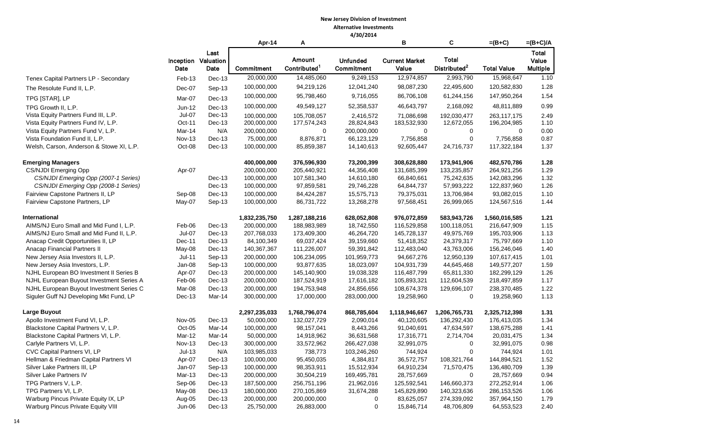**New Jersey Division of Investment**

**Alternative Investments**

**4/30/2014**

| | Inception Date | Last Valuation Date | Apr-14 Commitment | A Amount Contributed[1] | Unfunded Commitment | B Current Market Value | C Total Distributed[2] | =(B+C) Total Value | =(B+C)/A Total Value Multiple |
|---|---|---|---|---|---|---|---|---|---|
| Tenex Capital Partners LP - Secondary | Feb-13 | Dec-13 | 20,000,000 | 14,485,060 | 9,249,153 | 12,974,857 | 2,993,790 | 15,968,647 | 1.10 |
| The Resolute Fund II, L.P. | Dec-07 | Sep-13 | 100,000,000 | 94,219,126 | 12,041,240 | 98,087,230 | 22,495,600 | 120,582,830 | 1.28 |
| TPG [STAR], LP | Mar-07 | Dec-13 | 100,000,000 | 95,798,460 | 9,716,055 | 86,706,108 | 61,244,156 | 147,950,264 | 1.54 |
| TPG Growth II, L.P. | Jun-12 | Dec-13 | 100,000,000 | 49,549,127 | 52,358,537 | 46,643,797 | 2,168,092 | 48,811,889 | 0.99 |
| Vista Equity Partners Fund III, L.P. | Jul-07 | Dec-13 | 100,000,000 | 105,708,057 | 2,416,572 | 71,086,698 | 192,030,477 | 263,117,175 | 2.49 |
| Vista Equity Partners Fund IV, L.P. | Oct-11 | Dec-13 | 200,000,000 | 177,574,243 | 28,824,843 | 183,532,930 | 12,672,055 | 196,204,985 | 1.10 |
| Vista Equity Partners Fund V, L.P. | Mar-14 | N/A | 200,000,000 | 0 | 200,000,000 | 0 | 0 | 0 | 0.00 |
| Vista Foundation Fund II, L.P. | Nov-13 | Dec-13 | 75,000,000 | 8,876,871 | 66,123,129 | 7,756,858 | 0 | 7,756,858 | 0.87 |
| Welsh, Carson, Anderson & Stowe XI, L.P. | Oct-08 | Dec-13 | 100,000,000 | 85,859,387 | 14,140,613 | 92,605,447 | 24,716,737 | 117,322,184 | 1.37 |
| | | | | | | | | | |
| **Emerging Managers** | | | **400,000,000** | **376,596,930** | **73,200,399** | **308,628,880** | **173,941,906** | **482,570,786** | **1.28** |
| CS/NJDI Emerging Opp | Apr-07 | | 200,000,000 | 205,440,921 | 44,356,408 | 131,685,399 | 133,235,857 | 264,921,256 | 1.29 |
| *CS/NJDI Emerging Opp (2007-1 Series)* | | Dec-13 | 100,000,000 | 107,581,340 | 14,610,180 | 66,840,661 | 75,242,635 | 142,083,296 | 1.32 |
| *CS/NJDI Emerging Opp (2008-1 Series)* | | Dec-13 | 100,000,000 | 97,859,581 | 29,746,228 | 64,844,737 | 57,993,222 | 122,837,960 | 1.26 |
| Fairview Capstone Partners II, LP | Sep-08 | Dec-13 | 100,000,000 | 84,424,287 | 15,575,713 | 79,375,031 | 13,706,984 | 93,082,015 | 1.10 |
| Fairview Capstone Partners, LP | May-07 | Sep-13 | 100,000,000 | 86,731,722 | 13,268,278 | 97,568,451 | 26,999,065 | 124,567,516 | 1.44 |
| | | | | | | | | | |
| **International** | | | **1,832,235,750** | **1,287,188,216** | **628,052,808** | **976,072,859** | **583,943,726** | **1,560,016,585** | **1.21** |
| AIMS/NJ Euro Small and Mid Fund I, L.P. | Feb-06 | Dec-13 | 200,000,000 | 188,983,989 | 18,742,550 | 116,529,858 | 100,118,051 | 216,647,909 | 1.15 |
| AIMS/NJ Euro Small and Mid Fund II, L.P. | Jul-07 | Dec-13 | 207,768,033 | 173,409,300 | 46,264,720 | 145,728,137 | 49,975,769 | 195,703,906 | 1.13 |
| Anacap Credit Opportunities II, LP | Dec-11 | Dec-13 | 84,100,349 | 69,037,424 | 39,159,660 | 51,418,352 | 24,379,317 | 75,797,669 | 1.10 |
| Anacap Financial Partners II | May-08 | Dec-13 | 140,367,367 | 111,226,007 | 59,391,842 | 112,483,040 | 43,763,006 | 156,246,046 | 1.40 |
| New Jersey Asia Investors II, L.P. | Jul-11 | Sep-13 | 200,000,000 | 106,234,095 | 101,959,773 | 94,667,276 | 12,950,139 | 107,617,415 | 1.01 |
| New Jersey Asia Investors, L.P. | Jan-08 | Sep-13 | 100,000,000 | 93,877,635 | 18,023,097 | 104,931,739 | 44,645,468 | 149,577,207 | 1.59 |
| NJHL European BO Investment II Series B | Apr-07 | Dec-13 | 200,000,000 | 145,140,900 | 19,038,328 | 116,487,799 | 65,811,330 | 182,299,129 | 1.26 |
| NJHL European Buyout Investment Series A | Feb-06 | Dec-13 | 200,000,000 | 187,524,919 | 17,616,182 | 105,893,321 | 112,604,539 | 218,497,859 | 1.17 |
| NJHL European Buyout Investment Series C | Mar-08 | Dec-13 | 200,000,000 | 194,753,948 | 24,856,656 | 108,674,378 | 129,696,107 | 238,370,485 | 1.22 |
| Siguler Guff NJ Developing Mkt Fund, LP | Dec-13 | Mar-14 | 300,000,000 | 17,000,000 | 283,000,000 | 19,258,960 | 0 | 19,258,960 | 1.13 |
| | | | | | | | | | |
| **Large Buyout** | | | **2,297,235,033** | **1,768,796,074** | **868,785,604** | **1,118,946,667** | **1,206,765,731** | **2,325,712,398** | **1.31** |
| Apollo Investment Fund VI, L.P. | Nov-05 | Dec-13 | 50,000,000 | 132,027,729 | 2,090,014 | 40,120,605 | 136,292,430 | 176,413,035 | 1.34 |
| Blackstone Capital Partners V, L.P. | Oct-05 | Mar-14 | 100,000,000 | 98,157,041 | 8,443,266 | 91,040,691 | 47,634,597 | 138,675,288 | 1.41 |
| Blackstone Capital Partners VI, L.P. | Mar-12 | Mar-14 | 50,000,000 | 14,918,962 | 36,631,568 | 17,316,771 | 2,714,704 | 20,031,475 | 1.34 |
| Carlyle Partners VI, L.P. | Nov-13 | Dec-13 | 300,000,000 | 33,572,962 | 266,427,038 | 32,991,075 | 0 | 32,991,075 | 0.98 |
| CVC Capital Partners VI, LP | Jul-13 | N/A | 103,985,033 | 738,773 | 103,246,260 | 744,924 | 0 | 744,924 | 1.01 |
| Hellman & Friedman Capital Partners VI | Apr-07 | Dec-13 | 100,000,000 | 95,450,035 | 4,384,817 | 36,572,757 | 108,321,764 | 144,894,521 | 1.52 |
| Silver Lake Partners III, LP | Jan-07 | Sep-13 | 100,000,000 | 98,353,911 | 15,512,934 | 64,910,234 | 71,570,475 | 136,480,709 | 1.39 |
| Silver Lake Partners IV | Mar-13 | Dec-13 | 200,000,000 | 30,504,219 | 169,495,781 | 28,757,669 | 0 | 28,757,669 | 0.94 |
| TPG Partners V, L.P. | Sep-06 | Dec-13 | 187,500,000 | 256,751,196 | 21,962,016 | 125,592,541 | 146,660,373 | 272,252,914 | 1.06 |
| TPG Partners VI, L.P. | May-08 | Dec-13 | 180,000,000 | 270,105,869 | 31,674,288 | 145,829,890 | 140,323,636 | 286,153,526 | 1.06 |
| Warburg Pincus Private Equity IX, LP | Aug-05 | Dec-13 | 200,000,000 | 200,000,000 | 0 | 83,625,057 | 274,339,092 | 357,964,150 | 1.79 |
| Warburg Pincus Private Equity VIII | Jun-06 | Dec-13 | 25,750,000 | 26,883,000 | 0 | 15,846,714 | 48,706,809 | 64,553,523 | 2.40 |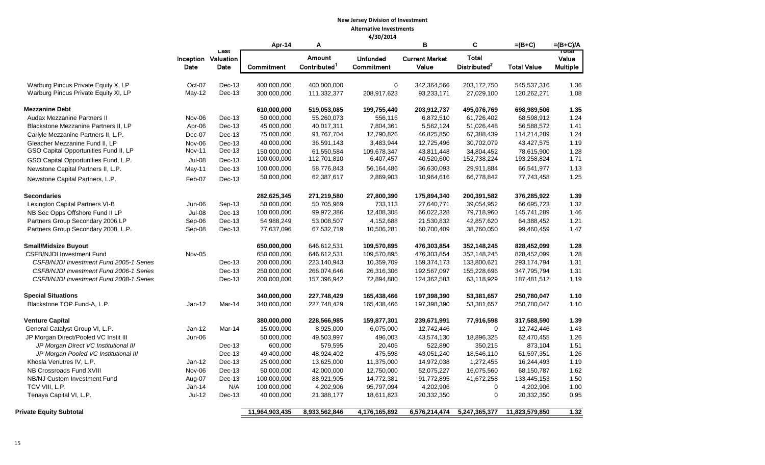**New Jersey Division of Investment**

**Alternative Investments**

**4/30/2014**

| | Inception Date | Last Valuation Date | Apr-14 Commitment | A Amount Contributed[1] | Unfunded Commitment | B Current Market Value | C Total Distributed[2] | =(B+C) Total Value | =(B+C)/A Total Value Multiple |
|---|---|---|---|---|---|---|---|---|---|
| Warburg Pincus Private Equity X, LP | Oct-07 | Dec-13 | 400,000,000 | 400,000,000 | 0 | 342,364,566 | 203,172,750 | 545,537,316 | 1.36 |
| Warburg Pincus Private Equity XI, LP | May-12 | Dec-13 | 300,000,000 | 111,332,377 | 208,917,623 | 93,233,171 | 27,029,100 | 120,262,271 | 1.08 |
| **Mezzanine Debt** | | | **610,000,000** | **519,053,085** | **199,755,440** | **203,912,737** | **495,076,769** | **698,989,506** | **1.35** |
| Audax Mezzanine Partners II | Nov-06 | Dec-13 | 50,000,000 | 55,260,073 | 556,116 | 6,872,510 | 61,726,402 | 68,598,912 | 1.24 |
| Blackstone Mezzanine Partners II, LP | Apr-06 | Dec-13 | 45,000,000 | 40,017,311 | 7,804,361 | 5,562,124 | 51,026,448 | 56,588,572 | 1.41 |
| Carlyle Mezzanine Partners II, L.P. | Dec-07 | Dec-13 | 75,000,000 | 91,767,704 | 12,790,826 | 46,825,850 | 67,388,439 | 114,214,289 | 1.24 |
| Gleacher Mezzanine Fund II, LP | Nov-06 | Dec-13 | 40,000,000 | 36,591,143 | 3,483,944 | 12,725,496 | 30,702,079 | 43,427,575 | 1.19 |
| GSO Capital Opportunities Fund II, LP | Nov-11 | Dec-13 | 150,000,000 | 61,550,584 | 109,678,347 | 43,811,448 | 34,804,452 | 78,615,900 | 1.28 |
| GSO Capital Opportunities Fund, L.P. | Jul-08 | Dec-13 | 100,000,000 | 112,701,810 | 6,407,457 | 40,520,600 | 152,738,224 | 193,258,824 | 1.71 |
| Newstone Capital Partners II, L.P. | May-11 | Dec-13 | 100,000,000 | 58,776,843 | 56,164,486 | 36,630,093 | 29,911,884 | 66,541,977 | 1.13 |
| Newstone Capital Partners, L.P. | Feb-07 | Dec-13 | 50,000,000 | 62,387,617 | 2,869,903 | 10,964,616 | 66,778,842 | 77,743,458 | 1.25 |
| **Secondaries** | | | **282,625,345** | **271,219,580** | **27,800,390** | **175,894,340** | **200,391,582** | **376,285,922** | **1.39** |
| Lexington Capital Partners VI-B | Jun-06 | Sep-13 | 50,000,000 | 50,705,969 | 733,113 | 27,640,771 | 39,054,952 | 66,695,723 | 1.32 |
| NB Sec Opps Offshore Fund II LP | Jul-08 | Dec-13 | 100,000,000 | 99,972,386 | 12,408,308 | 66,022,328 | 79,718,960 | 145,741,289 | 1.46 |
| Partners Group Secondary 2006 LP | Sep-06 | Dec-13 | 54,988,249 | 53,008,507 | 4,152,688 | 21,530,832 | 42,857,620 | 64,388,452 | 1.21 |
| Partners Group Secondary 2008, L.P. | Sep-08 | Dec-13 | 77,637,096 | 67,532,719 | 10,506,281 | 60,700,409 | 38,760,050 | 99,460,459 | 1.47 |
| **Small/Midsize Buyout** | | | **650,000,000** | **646,612,531** | **109,570,895** | **476,303,854** | **352,148,245** | **828,452,099** | **1.28** |
| CSFB/NJDI Investment Fund | Nov-05 | | 650,000,000 | 646,612,531 | 109,570,895 | 476,303,854 | 352,148,245 | 828,452,099 | 1.28 |
| *CSFB/NJDI Investment Fund 2005-1 Series* | | Dec-13 | 200,000,000 | 223,140,943 | 10,359,709 | 159,374,173 | 133,800,621 | 293,174,794 | 1.31 |
| *CSFB/NJDI Investment Fund 2006-1 Series* | | Dec-13 | 250,000,000 | 266,074,646 | 26,316,306 | 192,567,097 | 155,228,696 | 347,795,794 | 1.31 |
| *CSFB/NJDI Investment Fund 2008-1 Series* | | Dec-13 | 200,000,000 | 157,396,942 | 72,894,880 | 124,362,583 | 63,118,929 | 187,481,512 | 1.19 |
| **Special Situations** | | | **340,000,000** | **227,748,429** | **165,438,466** | **197,398,390** | **53,381,657** | **250,780,047** | **1.10** |
| Blackstone TOP Fund-A, L.P. | Jan-12 | Mar-14 | 340,000,000 | 227,748,429 | 165,438,466 | 197,398,390 | 53,381,657 | 250,780,047 | 1.10 |
| **Venture Capital** | | | **380,000,000** | **228,566,985** | **159,877,301** | **239,671,991** | **77,916,598** | **317,588,590** | **1.39** |
| General Catalyst Group VI, L.P. | Jan-12 | Mar-14 | 15,000,000 | 8,925,000 | 6,075,000 | 12,742,446 | 0 | 12,742,446 | 1.43 |
| JP Morgan Direct/Pooled VC Instit III | Jun-06 | | 50,000,000 | 49,503,997 | 496,003 | 43,574,130 | 18,896,325 | 62,470,455 | 1.26 |
| *JP Morgan Direct VC Institutional III* | | Dec-13 | 600,000 | 579,595 | 20,405 | 522,890 | 350,215 | 873,104 | 1.51 |
| *JP Morgan Pooled VC Institutional III* | | Dec-13 | 49,400,000 | 48,924,402 | 475,598 | 43,051,240 | 18,546,110 | 61,597,351 | 1.26 |
| Khosla Venutres IV, L.P. | Jan-12 | Dec-13 | 25,000,000 | 13,625,000 | 11,375,000 | 14,972,038 | 1,272,455 | 16,244,493 | 1.19 |
| NB Crossroads Fund XVIII | Nov-06 | Dec-13 | 50,000,000 | 42,000,000 | 12,750,000 | 52,075,227 | 16,075,560 | 68,150,787 | 1.62 |
| NB/NJ Custom Investment Fund | Aug-07 | Dec-13 | 100,000,000 | 88,921,905 | 14,772,381 | 91,772,895 | 41,672,258 | 133,445,153 | 1.50 |
| TCV VIII, L.P. | Jan-14 | N/A | 100,000,000 | 4,202,906 | 95,797,094 | 4,202,906 | 0 | 4,202,906 | 1.00 |
| Tenaya Capital VI, L.P. | Jul-12 | Dec-13 | 40,000,000 | 21,388,177 | 18,611,823 | 20,332,350 | 0 | 20,332,350 | 0.95 |
| **Private Equity Subtotal** | | | **11,964,903,435** | **8,933,562,846** | **4,176,165,892** | **6,576,214,474** | **5,247,365,377** | **11,823,579,850** | **1.32** |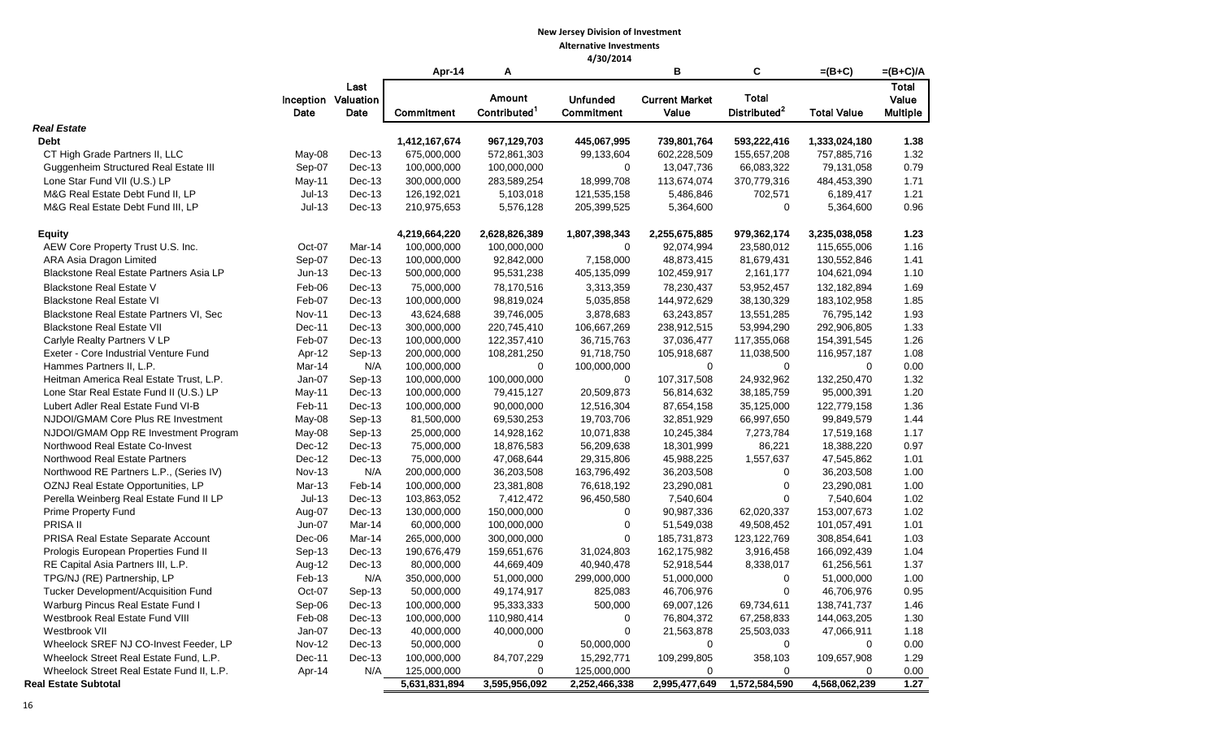**New Jersey Division of Investment**

**Alternative Investments**

**4/30/2014**

| | Inception Date | Last Valuation Date | Apr-14 Commitment | A Amount Contributed[1] | Unfunded Commitment | B Current Market Value | C Total Distributed[2] | =(B+C) Total Value | =(B+C)/A Total Value Multiple |
|---|---|---|---|---|---|---|---|---|---|
| ***Real Estate*** | | | | | | | | | |
| **Debt** | | | **1,412,167,674** | **967,129,703** | **445,067,995** | **739,801,764** | **593,222,416** | **1,333,024,180** | **1.38** |
| CT High Grade Partners II, LLC | May-08 | Dec-13 | 675,000,000 | 572,861,303 | 99,133,604 | 602,228,509 | 155,657,208 | 757,885,716 | 1.32 |
| Guggenheim Structured Real Estate III | Sep-07 | Dec-13 | 100,000,000 | 100,000,000 | 0 | 13,047,736 | 66,083,322 | 79,131,058 | 0.79 |
| Lone Star Fund VII (U.S.) LP | May-11 | Dec-13 | 300,000,000 | 283,589,254 | 18,999,708 | 113,674,074 | 370,779,316 | 484,453,390 | 1.71 |
| M&G Real Estate Debt Fund II, LP | Jul-13 | Dec-13 | 126,192,021 | 5,103,018 | 121,535,158 | 5,486,846 | 702,571 | 6,189,417 | 1.21 |
| M&G Real Estate Debt Fund III, LP | Jul-13 | Dec-13 | 210,975,653 | 5,576,128 | 205,399,525 | 5,364,600 | 0 | 5,364,600 | 0.96 |
| **Equity** | | | **4,219,664,220** | **2,628,826,389** | **1,807,398,343** | **2,255,675,885** | **979,362,174** | **3,235,038,058** | **1.23** |
| AEW Core Property Trust U.S. Inc. | Oct-07 | Mar-14 | 100,000,000 | 100,000,000 | 0 | 92,074,994 | 23,580,012 | 115,655,006 | 1.16 |
| ARA Asia Dragon Limited | Sep-07 | Dec-13 | 100,000,000 | 92,842,000 | 7,158,000 | 48,873,415 | 81,679,431 | 130,552,846 | 1.41 |
| Blackstone Real Estate Partners Asia LP | Jun-13 | Dec-13 | 500,000,000 | 95,531,238 | 405,135,099 | 102,459,917 | 2,161,177 | 104,621,094 | 1.10 |
| Blackstone Real Estate V | Feb-06 | Dec-13 | 75,000,000 | 78,170,516 | 3,313,359 | 78,230,437 | 53,952,457 | 132,182,894 | 1.69 |
| Blackstone Real Estate VI | Feb-07 | Dec-13 | 100,000,000 | 98,819,024 | 5,035,858 | 144,972,629 | 38,130,329 | 183,102,958 | 1.85 |
| Blackstone Real Estate Partners VI, Sec | Nov-11 | Dec-13 | 43,624,688 | 39,746,005 | 3,878,683 | 63,243,857 | 13,551,285 | 76,795,142 | 1.93 |
| Blackstone Real Estate VII | Dec-11 | Dec-13 | 300,000,000 | 220,745,410 | 106,667,269 | 238,912,515 | 53,994,290 | 292,906,805 | 1.33 |
| Carlyle Realty Partners V LP | Feb-07 | Dec-13 | 100,000,000 | 122,357,410 | 36,715,763 | 37,036,477 | 117,355,068 | 154,391,545 | 1.26 |
| Exeter - Core Industrial Venture Fund | Apr-12 | Sep-13 | 200,000,000 | 108,281,250 | 91,718,750 | 105,918,687 | 11,038,500 | 116,957,187 | 1.08 |
| Hammes Partners II, L.P. | Mar-14 | N/A | 100,000,000 | 0 | 100,000,000 | 0 | 0 | 0 | 0.00 |
| Heitman America Real Estate Trust, L.P. | Jan-07 | Sep-13 | 100,000,000 | 100,000,000 | 0 | 107,317,508 | 24,932,962 | 132,250,470 | 1.32 |
| Lone Star Real Estate Fund II (U.S.) LP | May-11 | Dec-13 | 100,000,000 | 79,415,127 | 20,509,873 | 56,814,632 | 38,185,759 | 95,000,391 | 1.20 |
| Lubert Adler Real Estate Fund VI-B | Feb-11 | Dec-13 | 100,000,000 | 90,000,000 | 12,516,304 | 87,654,158 | 35,125,000 | 122,779,158 | 1.36 |
| NJDOI/GMAM Core Plus RE Investment | May-08 | Sep-13 | 81,500,000 | 69,530,253 | 19,703,706 | 32,851,929 | 66,997,650 | 99,849,579 | 1.44 |
| NJDOI/GMAM Opp RE Investment Program | May-08 | Sep-13 | 25,000,000 | 14,928,162 | 10,071,838 | 10,245,384 | 7,273,784 | 17,519,168 | 1.17 |
| Northwood Real Estate Co-Invest | Dec-12 | Dec-13 | 75,000,000 | 18,876,583 | 56,209,638 | 18,301,999 | 86,221 | 18,388,220 | 0.97 |
| Northwood Real Estate Partners | Dec-12 | Dec-13 | 75,000,000 | 47,068,644 | 29,315,806 | 45,988,225 | 1,557,637 | 47,545,862 | 1.01 |
| Northwood RE Partners L.P., (Series IV) | Nov-13 | N/A | 200,000,000 | 36,203,508 | 163,796,492 | 36,203,508 | 0 | 36,203,508 | 1.00 |
| OZNJ Real Estate Opportunities, LP | Mar-13 | Feb-14 | 100,000,000 | 23,381,808 | 76,618,192 | 23,290,081 | 0 | 23,290,081 | 1.00 |
| Perella Weinberg Real Estate Fund II LP | Jul-13 | Dec-13 | 103,863,052 | 7,412,472 | 96,450,580 | 7,540,604 | 0 | 7,540,604 | 1.02 |
| Prime Property Fund | Aug-07 | Dec-13 | 130,000,000 | 150,000,000 | 0 | 90,987,336 | 62,020,337 | 153,007,673 | 1.02 |
| PRISA II | Jun-07 | Mar-14 | 60,000,000 | 100,000,000 | 0 | 51,549,038 | 49,508,452 | 101,057,491 | 1.01 |
| PRISA Real Estate Separate Account | Dec-06 | Mar-14 | 265,000,000 | 300,000,000 | 0 | 185,731,873 | 123,122,769 | 308,854,641 | 1.03 |
| Prologis European Properties Fund II | Sep-13 | Dec-13 | 190,676,479 | 159,651,676 | 31,024,803 | 162,175,982 | 3,916,458 | 166,092,439 | 1.04 |
| RE Capital Asia Partners III, L.P. | Aug-12 | Dec-13 | 80,000,000 | 44,669,409 | 40,940,478 | 52,918,544 | 8,338,017 | 61,256,561 | 1.37 |
| TPG/NJ (RE) Partnership, LP | Feb-13 | N/A | 350,000,000 | 51,000,000 | 299,000,000 | 51,000,000 | 0 | 51,000,000 | 1.00 |
| Tucker Development/Acquisition Fund | Oct-07 | Sep-13 | 50,000,000 | 49,174,917 | 825,083 | 46,706,976 | 0 | 46,706,976 | 0.95 |
| Warburg Pincus Real Estate Fund I | Sep-06 | Dec-13 | 100,000,000 | 95,333,333 | 500,000 | 69,007,126 | 69,734,611 | 138,741,737 | 1.46 |
| Westbrook Real Estate Fund VIII | Feb-08 | Dec-13 | 100,000,000 | 110,980,414 | 0 | 76,804,372 | 67,258,833 | 144,063,205 | 1.30 |
| Westbrook VII | Jan-07 | Dec-13 | 40,000,000 | 40,000,000 | 0 | 21,563,878 | 25,503,033 | 47,066,911 | 1.18 |
| Wheelock SREF NJ CO-Invest Feeder, LP | Nov-12 | Dec-13 | 50,000,000 | 0 | 50,000,000 | 0 | 0 | 0 | 0.00 |
| Wheelock Street Real Estate Fund, L.P. | Dec-11 | Dec-13 | 100,000,000 | 84,707,229 | 15,292,771 | 109,299,805 | 358,103 | 109,657,908 | 1.29 |
| Wheelock Street Real Estate Fund II, L.P. | Apr-14 | N/A | 125,000,000 | 0 | 125,000,000 | 0 | 0 | 0 | 0.00 |
| **Real Estate Subtotal** | | | **5,631,831,894** | **3,595,956,092** | **2,252,466,338** | **2,995,477,649** | **1,572,584,590** | **4,568,062,239** | **1.27** |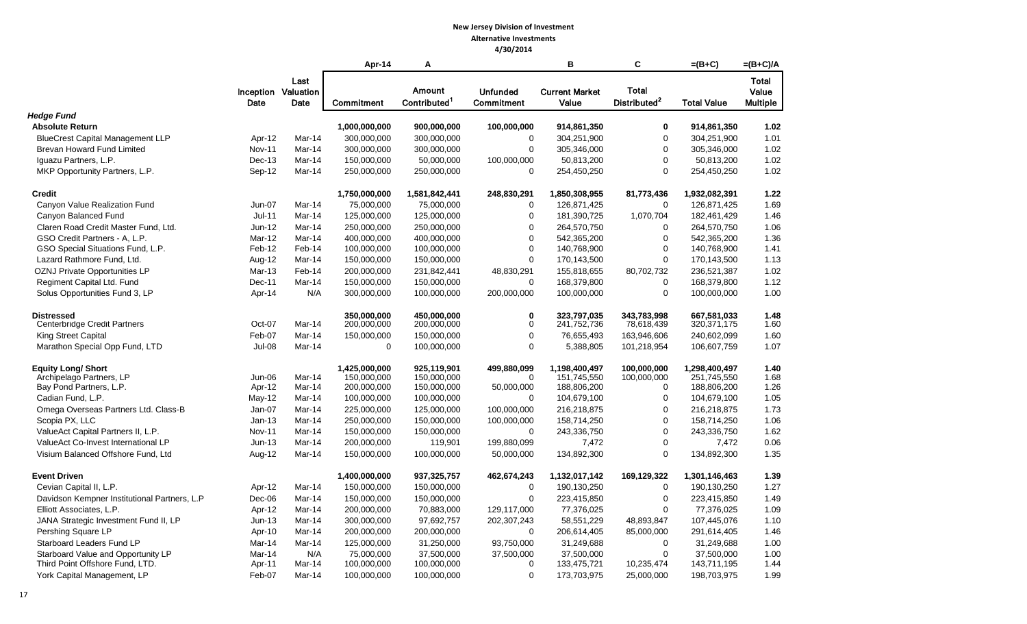**New Jersey Division of Investment**

**Alternative Investments**

**4/30/2014**

| | Inception Date | Last Valuation Date | Apr-14<br>Commitment | A<br>Amount Contributed[1] | Unfunded Commitment | B<br>Current Market Value | C<br>Total Distributed[2] | =(B+C)<br>Total Value | =(B+C)/A<br>Total Value Multiple |
|---|---|---|---|---|---|---|---|---|---|
| ***Hedge Fund*** | | | | | | | | | |
| **Absolute Return** | | | **1,000,000,000** | **900,000,000** | **100,000,000** | **914,861,350** | **0** | **914,861,350** | **1.02** |
| BlueCrest Capital Management LLP | Apr-12 | Mar-14 | 300,000,000 | 300,000,000 | 0 | 304,251,900 | 0 | 304,251,900 | 1.01 |
| Brevan Howard Fund Limited | Nov-11 | Mar-14 | 300,000,000 | 300,000,000 | 0 | 305,346,000 | 0 | 305,346,000 | 1.02 |
| Iguazu Partners, L.P. | Dec-13 | Mar-14 | 150,000,000 | 50,000,000 | 100,000,000 | 50,813,200 | 0 | 50,813,200 | 1.02 |
| MKP Opportunity Partners, L.P. | Sep-12 | Mar-14 | 250,000,000 | 250,000,000 | 0 | 254,450,250 | 0 | 254,450,250 | 1.02 |
| **Credit** | | | **1,750,000,000** | **1,581,842,441** | **248,830,291** | **1,850,308,955** | **81,773,436** | **1,932,082,391** | **1.22** |
| Canyon Value Realization Fund | Jun-07 | Mar-14 | 75,000,000 | 75,000,000 | 0 | 126,871,425 | 0 | 126,871,425 | 1.69 |
| Canyon Balanced Fund | Jul-11 | Mar-14 | 125,000,000 | 125,000,000 | 0 | 181,390,725 | 1,070,704 | 182,461,429 | 1.46 |
| Claren Road Credit Master Fund, Ltd. | Jun-12 | Mar-14 | 250,000,000 | 250,000,000 | 0 | 264,570,750 | 0 | 264,570,750 | 1.06 |
| GSO Credit Partners - A, L.P. | Mar-12 | Mar-14 | 400,000,000 | 400,000,000 | 0 | 542,365,200 | 0 | 542,365,200 | 1.36 |
| GSO Special Situations Fund, L.P. | Feb-12 | Feb-14 | 100,000,000 | 100,000,000 | 0 | 140,768,900 | 0 | 140,768,900 | 1.41 |
| Lazard Rathmore Fund, Ltd. | Aug-12 | Mar-14 | 150,000,000 | 150,000,000 | 0 | 170,143,500 | 0 | 170,143,500 | 1.13 |
| OZNJ Private Opportunities LP | Mar-13 | Feb-14 | 200,000,000 | 231,842,441 | 48,830,291 | 155,818,655 | 80,702,732 | 236,521,387 | 1.02 |
| Regiment Capital Ltd. Fund | Dec-11 | Mar-14 | 150,000,000 | 150,000,000 | 0 | 168,379,800 | 0 | 168,379,800 | 1.12 |
| Solus Opportunities Fund 3, LP | Apr-14 | N/A | 300,000,000 | 100,000,000 | 200,000,000 | 100,000,000 | 0 | 100,000,000 | 1.00 |
| **Distressed** | | | **350,000,000** | **450,000,000** | **0** | **323,797,035** | **343,783,998** | **667,581,033** | **1.48** |
| Centerbridge Credit Partners | Oct-07 | Mar-14 | 200,000,000 | 200,000,000 | 0 | 241,752,736 | 78,618,439 | 320,371,175 | 1.60 |
| King Street Capital | Feb-07 | Mar-14 | 150,000,000 | 150,000,000 | 0 | 76,655,493 | 163,946,606 | 240,602,099 | 1.60 |
| Marathon Special Opp Fund, LTD | Jul-08 | Mar-14 | 0 | 100,000,000 | 0 | 5,388,805 | 101,218,954 | 106,607,759 | 1.07 |
| **Equity Long/ Short** | | | **1,425,000,000** | **925,119,901** | **499,880,099** | **1,198,400,497** | **100,000,000** | **1,298,400,497** | **1.40** |
| Archipelago Partners, LP | Jun-06 | Mar-14 | 150,000,000 | 150,000,000 | 0 | 151,745,550 | 100,000,000 | 251,745,550 | 1.68 |
| Bay Pond Partners, L.P. | Apr-12 | Mar-14 | 200,000,000 | 150,000,000 | 50,000,000 | 188,806,200 | 0 | 188,806,200 | 1.26 |
| Cadian Fund, L.P. | May-12 | Mar-14 | 100,000,000 | 100,000,000 | 0 | 104,679,100 | 0 | 104,679,100 | 1.05 |
| Omega Overseas Partners Ltd. Class-B | Jan-07 | Mar-14 | 225,000,000 | 125,000,000 | 100,000,000 | 216,218,875 | 0 | 216,218,875 | 1.73 |
| Scopia PX, LLC | Jan-13 | Mar-14 | 250,000,000 | 150,000,000 | 100,000,000 | 158,714,250 | 0 | 158,714,250 | 1.06 |
| ValueAct Capital Partners II, L.P. | Nov-11 | Mar-14 | 150,000,000 | 150,000,000 | 0 | 243,336,750 | 0 | 243,336,750 | 1.62 |
| ValueAct Co-Invest International LP | Jun-13 | Mar-14 | 200,000,000 | 119,901 | 199,880,099 | 7,472 | 0 | 7,472 | 0.06 |
| Visium Balanced Offshore Fund, Ltd | Aug-12 | Mar-14 | 150,000,000 | 100,000,000 | 50,000,000 | 134,892,300 | 0 | 134,892,300 | 1.35 |
| **Event Driven** | | | **1,400,000,000** | **937,325,757** | **462,674,243** | **1,132,017,142** | **169,129,322** | **1,301,146,463** | **1.39** |
| Cevian Capital II, L.P. | Apr-12 | Mar-14 | 150,000,000 | 150,000,000 | 0 | 190,130,250 | 0 | 190,130,250 | 1.27 |
| Davidson Kempner Institutional Partners, L.P | Dec-06 | Mar-14 | 150,000,000 | 150,000,000 | 0 | 223,415,850 | 0 | 223,415,850 | 1.49 |
| Elliott Associates, L.P. | Apr-12 | Mar-14 | 200,000,000 | 70,883,000 | 129,117,000 | 77,376,025 | 0 | 77,376,025 | 1.09 |
| JANA Strategic Investment Fund II, LP | Jun-13 | Mar-14 | 300,000,000 | 97,692,757 | 202,307,243 | 58,551,229 | 48,893,847 | 107,445,076 | 1.10 |
| Pershing Square LP | Apr-10 | Mar-14 | 200,000,000 | 200,000,000 | 0 | 206,614,405 | 85,000,000 | 291,614,405 | 1.46 |
| Starboard Leaders Fund LP | Mar-14 | Mar-14 | 125,000,000 | 31,250,000 | 93,750,000 | 31,249,688 | 0 | 31,249,688 | 1.00 |
| Starboard Value and Opportunity LP | Mar-14 | N/A | 75,000,000 | 37,500,000 | 37,500,000 | 37,500,000 | 0 | 37,500,000 | 1.00 |
| Third Point Offshore Fund, LTD. | Apr-11 | Mar-14 | 100,000,000 | 100,000,000 | 0 | 133,475,721 | 10,235,474 | 143,711,195 | 1.44 |
| York Capital Management, LP | Feb-07 | Mar-14 | 100,000,000 | 100,000,000 | 0 | 173,703,975 | 25,000,000 | 198,703,975 | 1.99 |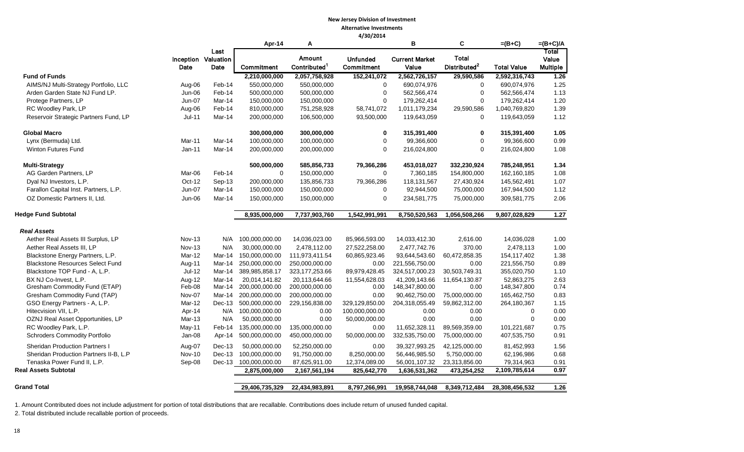**New Jersey Division of Investment**

**Alternative Investments**

**4/30/2014**

| | Inception Date | Last Valuation Date | Apr-14 Commitment | A Amount Contributed[1] | Unfunded Commitment | B Current Market Value | C Total Distributed[2] | =(B+C) Total Value | =(B+C)/A Total Value Multiple |
|---|---|---|---|---|---|---|---|---|---|
| **Fund of Funds** | | | **2,210,000,000** | **2,057,758,928** | **152,241,072** | **2,562,726,157** | **29,590,586** | **2,592,316,743** | **1.26** |
| AIMS/NJ Multi-Strategy Portfolio, LLC | Aug-06 | Feb-14 | 550,000,000 | 550,000,000 | 0 | 690,074,976 | 0 | 690,074,976 | 1.25 |
| Arden Garden State NJ Fund LP. | Jun-06 | Feb-14 | 500,000,000 | 500,000,000 | 0 | 562,566,474 | 0 | 562,566,474 | 1.13 |
| Protege Partners, LP | Jun-07 | Mar-14 | 150,000,000 | 150,000,000 | 0 | 179,262,414 | 0 | 179,262,414 | 1.20 |
| RC Woodley Park, LP | Aug-06 | Feb-14 | 810,000,000 | 751,258,928 | 58,741,072 | 1,011,179,234 | 29,590,586 | 1,040,769,820 | 1.39 |
| Reservoir Strategic Partners Fund, LP | Jul-11 | Mar-14 | 200,000,000 | 106,500,000 | 93,500,000 | 119,643,059 | 0 | 119,643,059 | 1.12 |
| **Global Macro** | | | **300,000,000** | **300,000,000** | **0** | **315,391,400** | **0** | **315,391,400** | **1.05** |
| Lynx (Bermuda) Ltd. | Mar-11 | Mar-14 | 100,000,000 | 100,000,000 | 0 | 99,366,600 | 0 | 99,366,600 | 0.99 |
| Winton Futures Fund | Jan-11 | Mar-14 | 200,000,000 | 200,000,000 | 0 | 216,024,800 | 0 | 216,024,800 | 1.08 |
| **Multi-Strategy** | | | **500,000,000** | **585,856,733** | **79,366,286** | **453,018,027** | **332,230,924** | **785,248,951** | **1.34** |
| AG Garden Partners, LP | Mar-06 | Feb-14 | 0 | 150,000,000 | 0 | 7,360,185 | 154,800,000 | 162,160,185 | 1.08 |
| Dyal NJ Investors, L.P. | Oct-12 | Sep-13 | 200,000,000 | 135,856,733 | 79,366,286 | 118,131,567 | 27,430,924 | 145,562,491 | 1.07 |
| Farallon Capital Inst. Partners, L.P. | Jun-07 | Mar-14 | 150,000,000 | 150,000,000 | 0 | 92,944,500 | 75,000,000 | 167,944,500 | 1.12 |
| OZ Domestic Partners II, Ltd. | Jun-06 | Mar-14 | 150,000,000 | 150,000,000 | 0 | 234,581,775 | 75,000,000 | 309,581,775 | 2.06 |
| **Hedge Fund Subtotal** | | | **8,935,000,000** | **7,737,903,760** | **1,542,991,991** | **8,750,520,563** | **1,056,508,266** | **9,807,028,829** | **1.27** |
| ***Real Assets*** | | | | | | | | | |
| Aether Real Assets III Surplus, LP | Nov-13 | N/A | 100,000,000.00 | 14,036,023.00 | 85,966,593.00 | 14,033,412.30 | 2,616.00 | 14,036,028 | 1.00 |
| Aether Real Assets III, LP | Nov-13 | N/A | 30,000,000.00 | 2,478,112.00 | 27,522,258.00 | 2,477,742.76 | 370.00 | 2,478,113 | 1.00 |
| Blackstone Energy Partners, L.P. | Mar-12 | Mar-14 | 150,000,000.00 | 111,973,411.54 | 60,865,923.46 | 93,644,543.60 | 60,472,858.35 | 154,117,402 | 1.38 |
| Blackstone Resources Select Fund | Aug-11 | Mar-14 | 250,000,000.00 | 250,000,000.00 | 0.00 | 221,556,750.00 | 0.00 | 221,556,750 | 0.89 |
| Blackstone TOP Fund - A, L.P. | Jul-12 | Mar-14 | 389,985,858.17 | 323,177,253.66 | 89,979,428.45 | 324,517,000.23 | 30,503,749.31 | 355,020,750 | 1.10 |
| BX NJ Co-Invest, L.P. | Aug-12 | Mar-14 | 20,014,141.82 | 20,113,644.66 | 11,554,628.03 | 41,209,143.66 | 11,654,130.87 | 52,863,275 | 2.63 |
| Gresham Commodity Fund (ETAP) | Feb-08 | Mar-14 | 200,000,000.00 | 200,000,000.00 | 0.00 | 148,347,800.00 | 0.00 | 148,347,800 | 0.74 |
| Gresham Commodity Fund (TAP) | Nov-07 | Mar-14 | 200,000,000.00 | 200,000,000.00 | 0.00 | 90,462,750.00 | 75,000,000.00 | 165,462,750 | 0.83 |
| GSO Energy Partners - A, L.P. | Mar-12 | Dec-13 | 500,000,000.00 | 229,156,838.00 | 329,129,850.00 | 204,318,055.49 | 59,862,312.00 | 264,180,367 | 1.15 |
| Hitecvision VII, L.P. | Apr-14 | N/A | 100,000,000.00 | 0.00 | 100,000,000.00 | 0.00 | 0.00 | 0 | 0.00 |
| OZNJ Real Asset Opportunities, LP | Mar-13 | N/A | 50,000,000.00 | 0.00 | 50,000,000.00 | 0.00 | 0.00 | 0 | 0.00 |
| RC Woodley Park, L.P. | May-11 | Feb-14 | 135,000,000.00 | 135,000,000.00 | 0.00 | 11,652,328.11 | 89,569,359.00 | 101,221,687 | 0.75 |
| Schroders Commodity Portfolio | Jan-08 | Apr-14 | 500,000,000.00 | 450,000,000.00 | 50,000,000.00 | 332,535,750.00 | 75,000,000.00 | 407,535,750 | 0.91 |
| Sheridan Production Partners I | Aug-07 | Dec-13 | 50,000,000.00 | 52,250,000.00 | 0.00 | 39,327,993.25 | 42,125,000.00 | 81,452,993 | 1.56 |
| Sheridan Production Partners II-B, L.P | Nov-10 | Dec-13 | 100,000,000.00 | 91,750,000.00 | 8,250,000.00 | 56,446,985.50 | 5,750,000.00 | 62,196,986 | 0.68 |
| Tenaska Power Fund II, L.P. | Sep-08 | Dec-13 | 100,000,000.00 | 87,625,911.00 | 12,374,089.00 | 56,001,107.32 | 23,313,856.00 | 79,314,963 | 0.91 |
| **Real Assets Subtotal** | | | **2,875,000,000** | **2,167,561,194** | **825,642,770** | **1,636,531,362** | **473,254,252** | **2,109,785,614** | **0.97** |
| **Grand Total** | | | **29,406,735,329** | **22,434,983,891** | **8,797,266,991** | **19,958,744,048** | **8,349,712,484** | **28,308,456,532** | **1.26** |

1. Amount Contributed does not include adjustment for portion of total distributions that are recallable. Contributions does include return of unused funded capital.

2. Total distributed include recallable portion of proceeds.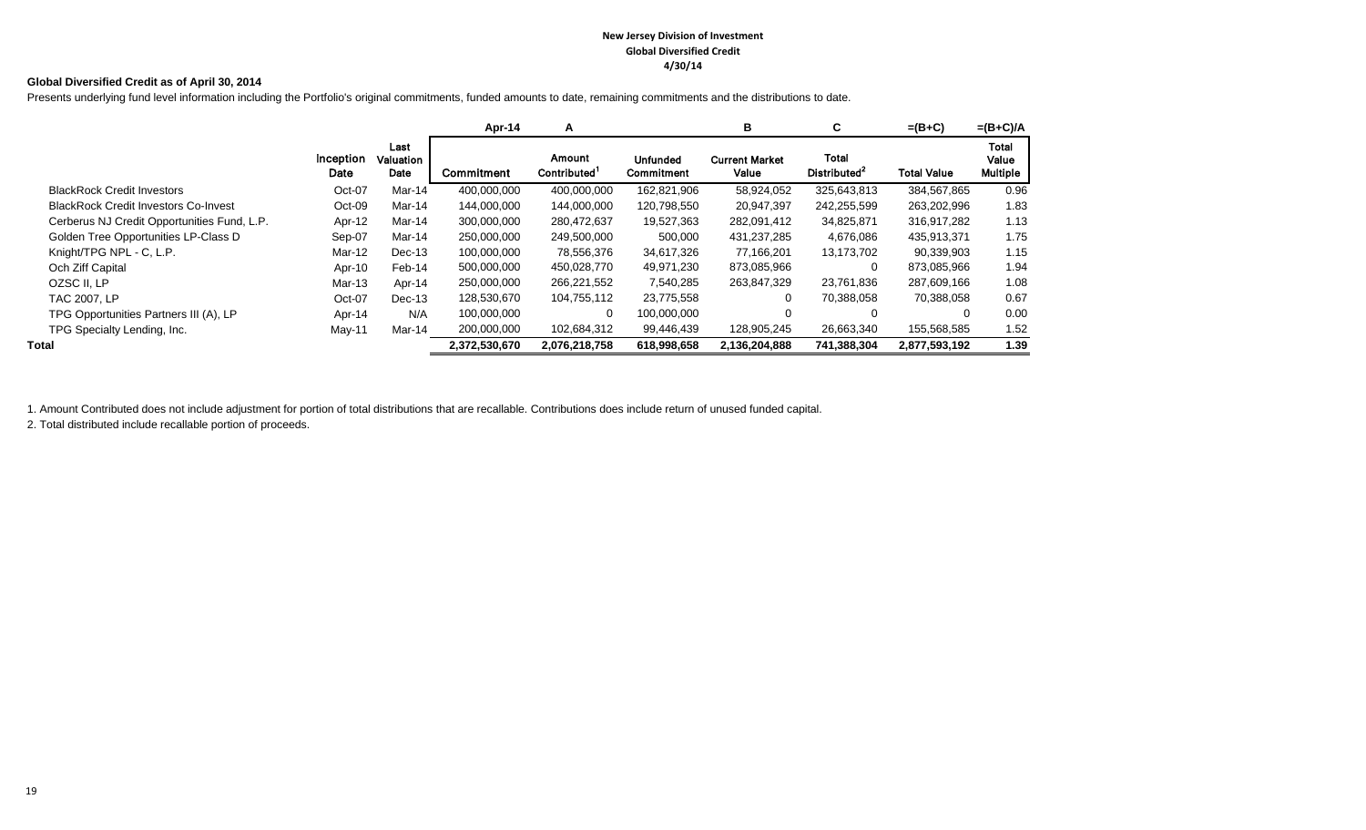# New Jersey Division of Investment
## Global Diversified Credit
### 4/30/14

**Global Diversified Credit as of April 30, 2014**

Presents underlying fund level information including the Portfolio's original commitments, funded amounts to date, remaining commitments and the distributions to date.

| | | | Apr-14 | A | | B | C | =(B+C) | =(B+C)/A |
|---|---|---|---|---|---|---|---|---|---|
| | Inception Date | Last Valuation Date | Commitment | Amount Contributed[1] | Unfunded Commitment | Current Market Value | Total Distributed[2] | Total Value | Total Value Multiple |
| BlackRock Credit Investors | Oct-07 | Mar-14 | 400,000,000 | 400,000,000 | 162,821,906 | 58,924,052 | 325,643,813 | 384,567,865 | 0.96 |
| BlackRock Credit Investors Co-Invest | Oct-09 | Mar-14 | 144,000,000 | 144,000,000 | 120,798,550 | 20,947,397 | 242,255,599 | 263,202,996 | 1.83 |
| Cerberus NJ Credit Opportunities Fund, L.P. | Apr-12 | Mar-14 | 300,000,000 | 280,472,637 | 19,527,363 | 282,091,412 | 34,825,871 | 316,917,282 | 1.13 |
| Golden Tree Opportunities LP-Class D | Sep-07 | Mar-14 | 250,000,000 | 249,500,000 | 500,000 | 431,237,285 | 4,676,086 | 435,913,371 | 1.75 |
| Knight/TPG NPL - C, L.P. | Mar-12 | Dec-13 | 100,000,000 | 78,556,376 | 34,617,326 | 77,166,201 | 13,173,702 | 90,339,903 | 1.15 |
| Och Ziff Capital | Apr-10 | Feb-14 | 500,000,000 | 450,028,770 | 49,971,230 | 873,085,966 | 0 | 873,085,966 | 1.94 |
| OZSC II, LP | Mar-13 | Apr-14 | 250,000,000 | 266,221,552 | 7,540,285 | 263,847,329 | 23,761,836 | 287,609,166 | 1.08 |
| TAC 2007, LP | Oct-07 | Dec-13 | 128,530,670 | 104,755,112 | 23,775,558 | 0 | 70,388,058 | 70,388,058 | 0.67 |
| TPG Opportunities Partners III (A), LP | Apr-14 | N/A | 100,000,000 | 0 | 100,000,000 | 0 | 0 | 0 | 0.00 |
| TPG Specialty Lending, Inc. | May-11 | Mar-14 | 200,000,000 | 102,684,312 | 99,446,439 | 128,905,245 | 26,663,340 | 155,568,585 | 1.52 |
| **Total** | | | **2,372,530,670** | **2,076,218,758** | **618,998,658** | **2,136,204,888** | **741,388,304** | **2,877,593,192** | **1.39** |

1. Amount Contributed does not include adjustment for portion of total distributions that are recallable. Contributions does include return of unused funded capital.
2. Total distributed include recallable portion of proceeds.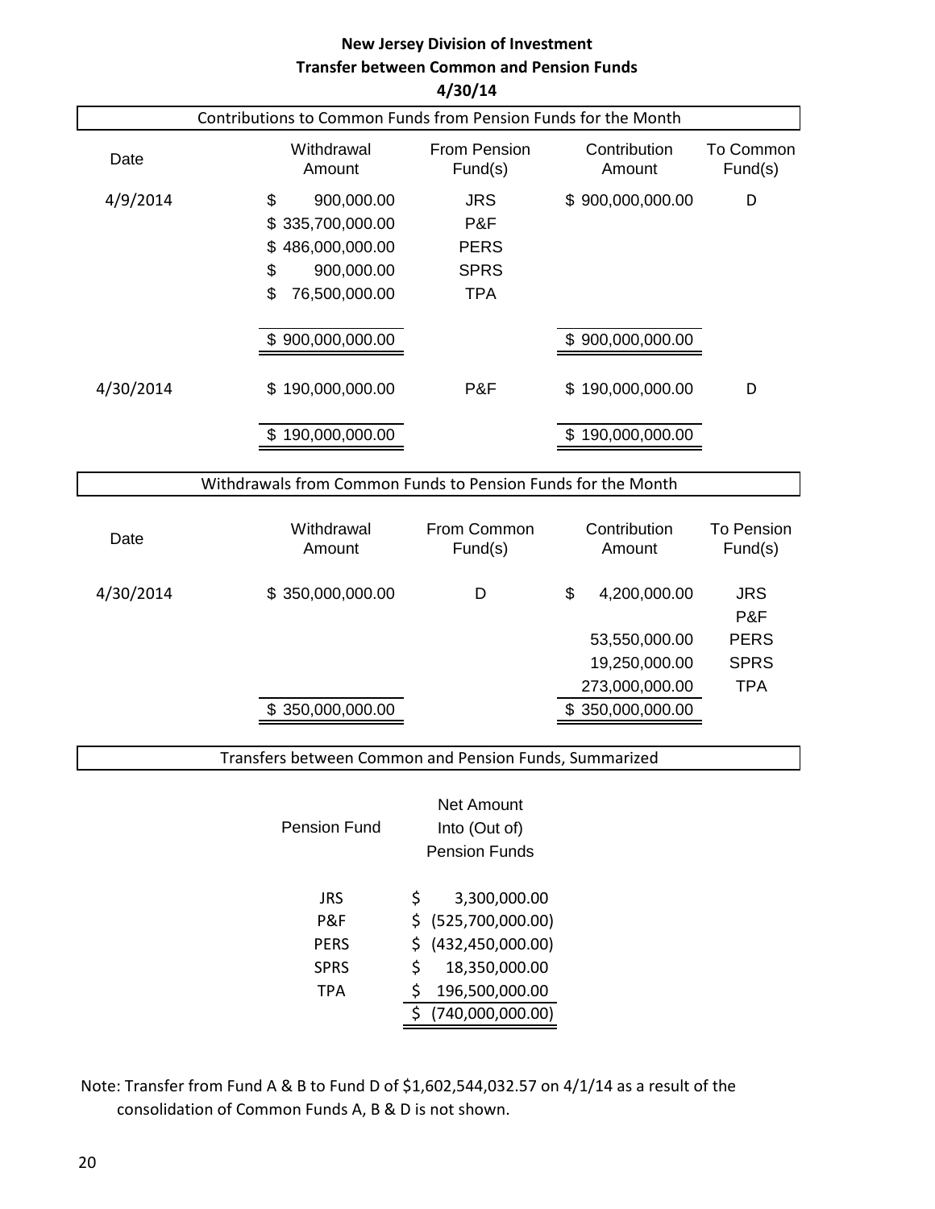**New Jersey Division of Investment**
**Transfer between Common and Pension Funds**
**4/30/14**

**Contributions to Common Funds from Pension Funds for the Month**

| Date | Withdrawal Amount | From Pension Fund(s) | Contribution Amount | To Common Fund(s) |
|---|---|---|---|---|
| 4/9/2014 | $ 900,000.00 | JRS | $ 900,000,000.00 | D |
| | $ 335,700,000.00 | P&F | | |
| | $ 486,000,000.00 | PERS | | |
| | $ 900,000.00 | SPRS | | |
| | $ 76,500,000.00 | TPA | | |
| | $ 900,000,000.00 | | $ 900,000,000.00 | |
| 4/30/2014 | $ 190,000,000.00 | P&F | $ 190,000,000.00 | D |
| | $ 190,000,000.00 | | $ 190,000,000.00 | |

**Withdrawals from Common Funds to Pension Funds for the Month**

| Date | Withdrawal Amount | From Common Fund(s) | Contribution Amount | To Pension Fund(s) |
|---|---|---|---|---|
| 4/30/2014 | $ 350,000,000.00 | D | $ 4,200,000.00 | JRS |
| | | | | P&F |
| | | | 53,550,000.00 | PERS |
| | | | 19,250,000.00 | SPRS |
| | | | 273,000,000.00 | TPA |
| | $ 350,000,000.00 | | $ 350,000,000.00 | |

**Transfers between Common and Pension Funds, Summarized**

| Pension Fund | Net Amount Into (Out of) Pension Funds |
|---|---|
| JRS | $ 3,300,000.00 |
| P&F | $ (525,700,000.00) |
| PERS | $ (432,450,000.00) |
| SPRS | $ 18,350,000.00 |
| TPA | $ 196,500,000.00 |
| | $ (740,000,000.00) |

Note: Transfer from Fund A & B to Fund D of $1,602,544,032.57 on 4/1/14 as a result of the consolidation of Common Funds A, B & D is not shown.